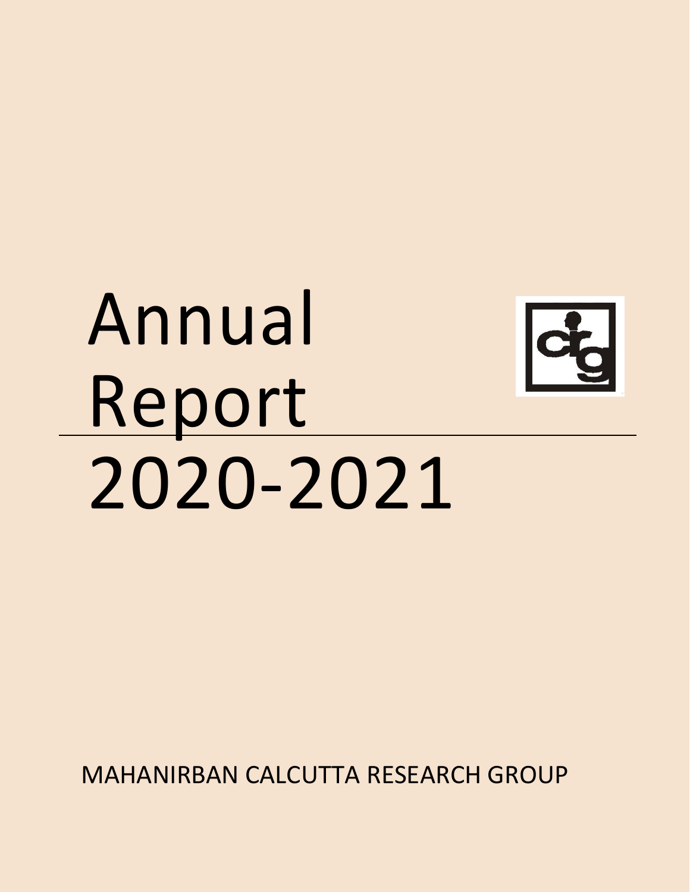# Annual Report 2020-2021

MAHANIRBAN CALCUTTA RESEARCH GROUP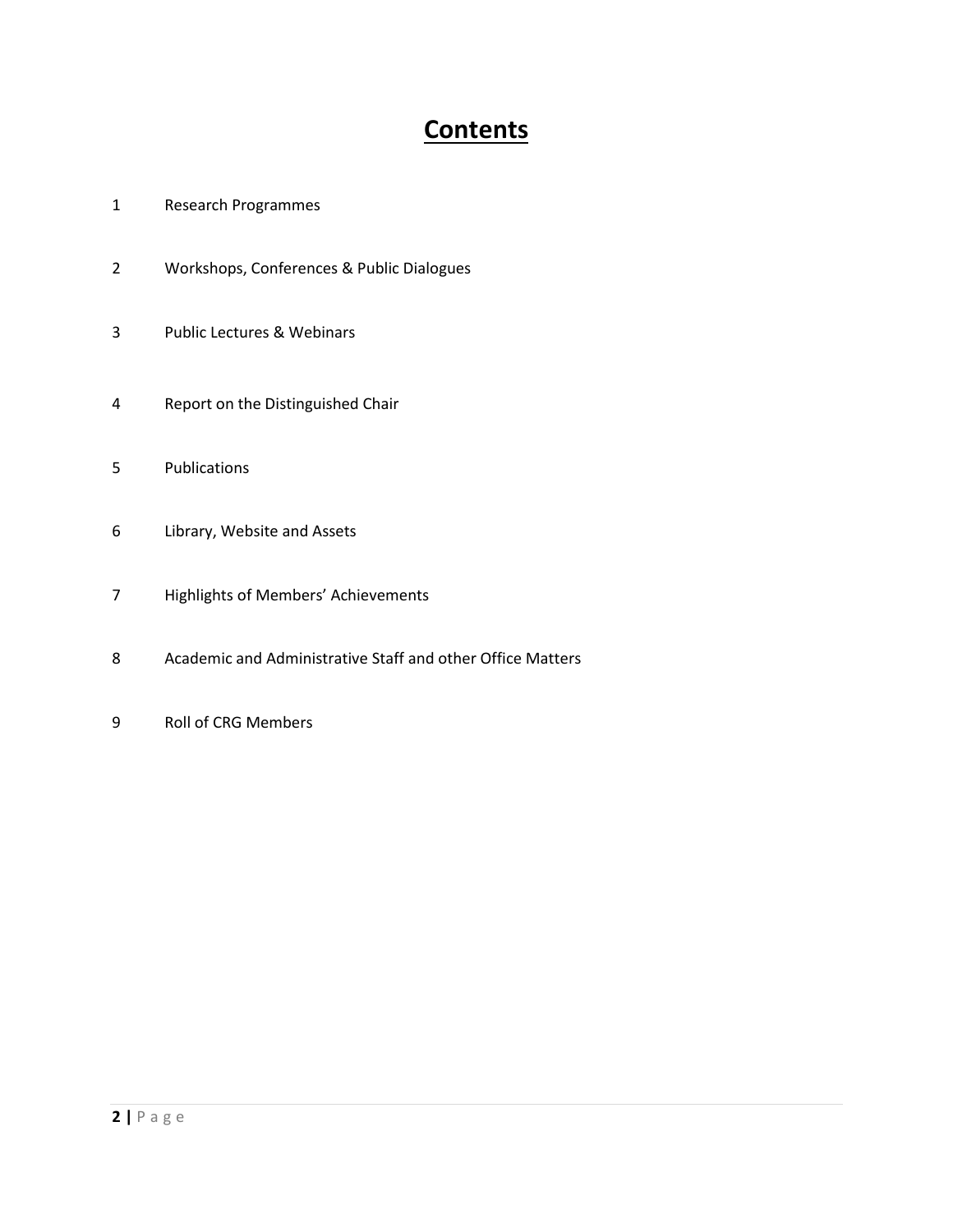# Contents

1 Research Programmes

2 Workshops, Conferences & Public Dialogues

3 Public Lectures & Webinars

4 Report on the Distinguished Chair

5 Publications

6 Library, Website and Assets

7 Highlights of Members' Achievements

8 Academic and Administrative Staff and other Office Matters

9 Roll of CRG Members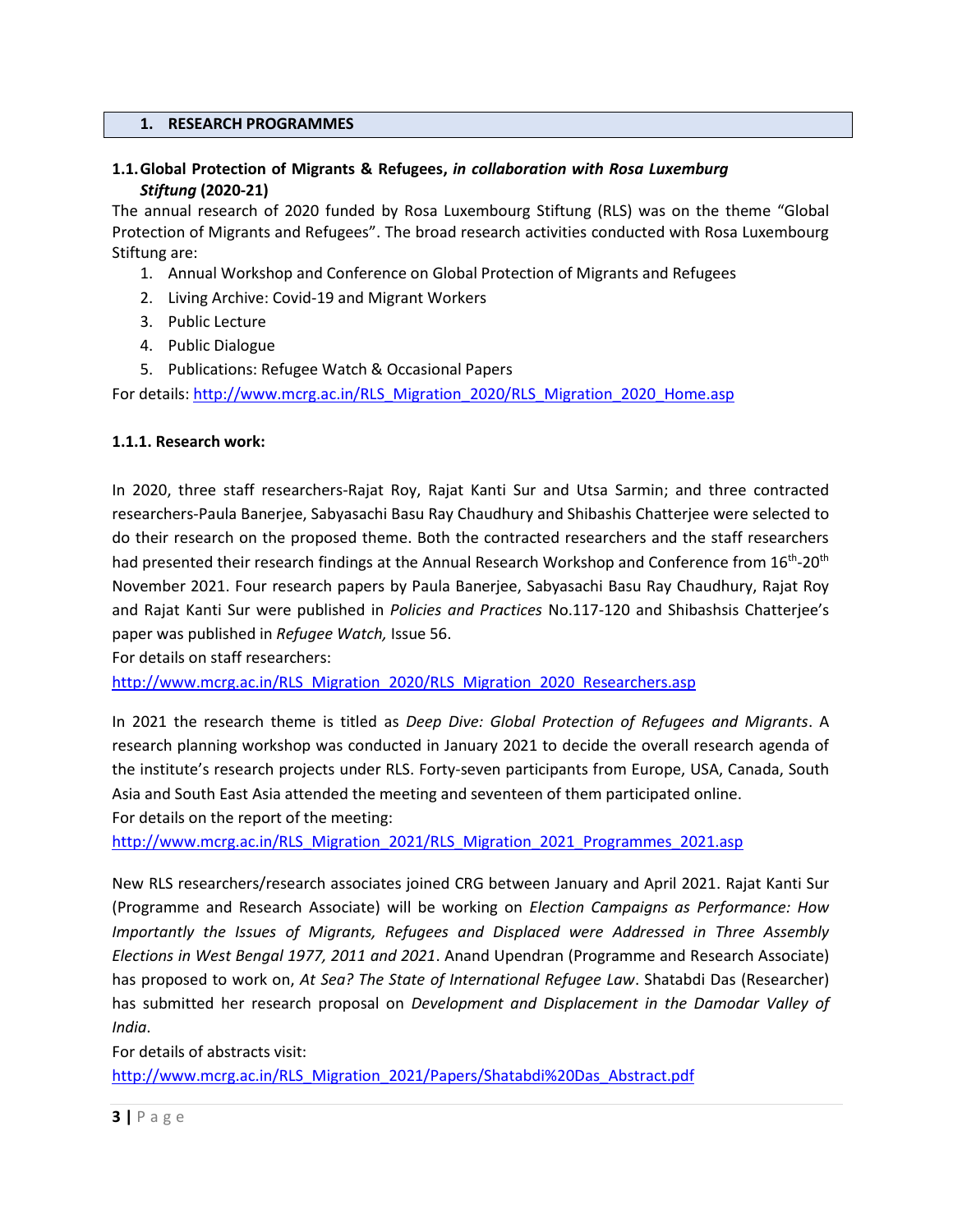# 1. RESEARCH PROGRAMMES

## 1.1. Global Protection of Migrants & Refugees, *in collaboration with Rosa Luxemburg Stiftung* (2020-21)

The annual research of 2020 funded by Rosa Luxembourg Stiftung (RLS) was on the theme "Global Protection of Migrants and Refugees". The broad research activities conducted with Rosa Luxembourg Stiftung are:

1. Annual Workshop and Conference on Global Protection of Migrants and Refugees
2. Living Archive: Covid-19 and Migrant Workers
3. Public Lecture
4. Public Dialogue
5. Publications: Refugee Watch & Occasional Papers

For details: http://www.mcrg.ac.in/RLS_Migration_2020/RLS_Migration_2020_Home.asp

### 1.1.1. Research work:

In 2020, three staff researchers-Rajat Roy, Rajat Kanti Sur and Utsa Sarmin; and three contracted researchers-Paula Banerjee, Sabyasachi Basu Ray Chaudhury and Shibashis Chatterjee were selected to do their research on the proposed theme. Both the contracted researchers and the staff researchers had presented their research findings at the Annual Research Workshop and Conference from 16th-20th November 2021. Four research papers by Paula Banerjee, Sabyasachi Basu Ray Chaudhury, Rajat Roy and Rajat Kanti Sur were published in *Policies and Practices* No.117-120 and Shibashsis Chatterjee's paper was published in *Refugee Watch,* Issue 56.

For details on staff researchers:
http://www.mcrg.ac.in/RLS_Migration_2020/RLS_Migration_2020_Researchers.asp

In 2021 the research theme is titled as *Deep Dive: Global Protection of Refugees and Migrants*. A research planning workshop was conducted in January 2021 to decide the overall research agenda of the institute's research projects under RLS. Forty-seven participants from Europe, USA, Canada, South Asia and South East Asia attended the meeting and seventeen of them participated online.

For details on the report of the meeting:
http://www.mcrg.ac.in/RLS_Migration_2021/RLS_Migration_2021_Programmes_2021.asp

New RLS researchers/research associates joined CRG between January and April 2021. Rajat Kanti Sur (Programme and Research Associate) will be working on *Election Campaigns as Performance: How Importantly the Issues of Migrants, Refugees and Displaced were Addressed in Three Assembly Elections in West Bengal 1977, 2011 and 2021*. Anand Upendran (Programme and Research Associate) has proposed to work on, *At Sea? The State of International Refugee Law*. Shatabdi Das (Researcher) has submitted her research proposal on *Development and Displacement in the Damodar Valley of India*.

For details of abstracts visit:
http://www.mcrg.ac.in/RLS_Migration_2021/Papers/Shatabdi%20Das_Abstract.pdf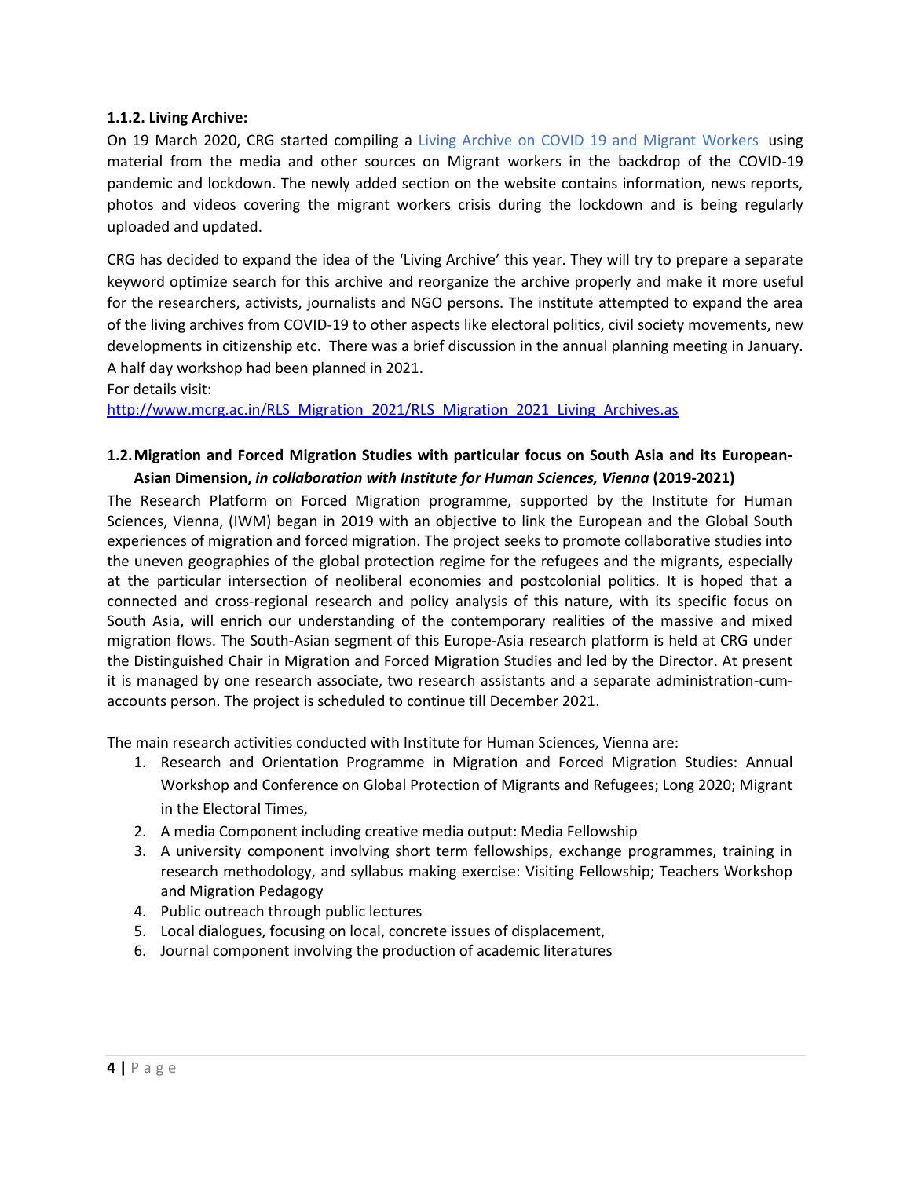#### 1.1.2. Living Archive:

On 19 March 2020, CRG started compiling a Living Archive on COVID 19 and Migrant Workers using material from the media and other sources on Migrant workers in the backdrop of the COVID-19 pandemic and lockdown. The newly added section on the website contains information, news reports, photos and videos covering the migrant workers crisis during the lockdown and is being regularly uploaded and updated.

CRG has decided to expand the idea of the 'Living Archive' this year. They will try to prepare a separate keyword optimize search for this archive and reorganize the archive properly and make it more useful for the researchers, activists, journalists and NGO persons. The institute attempted to expand the area of the living archives from COVID-19 to other aspects like electoral politics, civil society movements, new developments in citizenship etc. There was a brief discussion in the annual planning meeting in January. A half day workshop had been planned in 2021.

For details visit:
http://www.mcrg.ac.in/RLS_Migration_2021/RLS_Migration_2021_Living_Archives.as

### 1.2. Migration and Forced Migration Studies with particular focus on South Asia and its European-Asian Dimension, *in collaboration with Institute for Human Sciences, Vienna* (2019-2021)

The Research Platform on Forced Migration programme, supported by the Institute for Human Sciences, Vienna, (IWM) began in 2019 with an objective to link the European and the Global South experiences of migration and forced migration. The project seeks to promote collaborative studies into the uneven geographies of the global protection regime for the refugees and the migrants, especially at the particular intersection of neoliberal economies and postcolonial politics. It is hoped that a connected and cross-regional research and policy analysis of this nature, with its specific focus on South Asia, will enrich our understanding of the contemporary realities of the massive and mixed migration flows. The South-Asian segment of this Europe-Asia research platform is held at CRG under the Distinguished Chair in Migration and Forced Migration Studies and led by the Director. At present it is managed by one research associate, two research assistants and a separate administration-cum-accounts person. The project is scheduled to continue till December 2021.

The main research activities conducted with Institute for Human Sciences, Vienna are:

1. Research and Orientation Programme in Migration and Forced Migration Studies: Annual Workshop and Conference on Global Protection of Migrants and Refugees; Long 2020; Migrant in the Electoral Times,
2. A media Component including creative media output: Media Fellowship
3. A university component involving short term fellowships, exchange programmes, training in research methodology, and syllabus making exercise: Visiting Fellowship; Teachers Workshop and Migration Pedagogy
4. Public outreach through public lectures
5. Local dialogues, focusing on local, concrete issues of displacement,
6. Journal component involving the production of academic literatures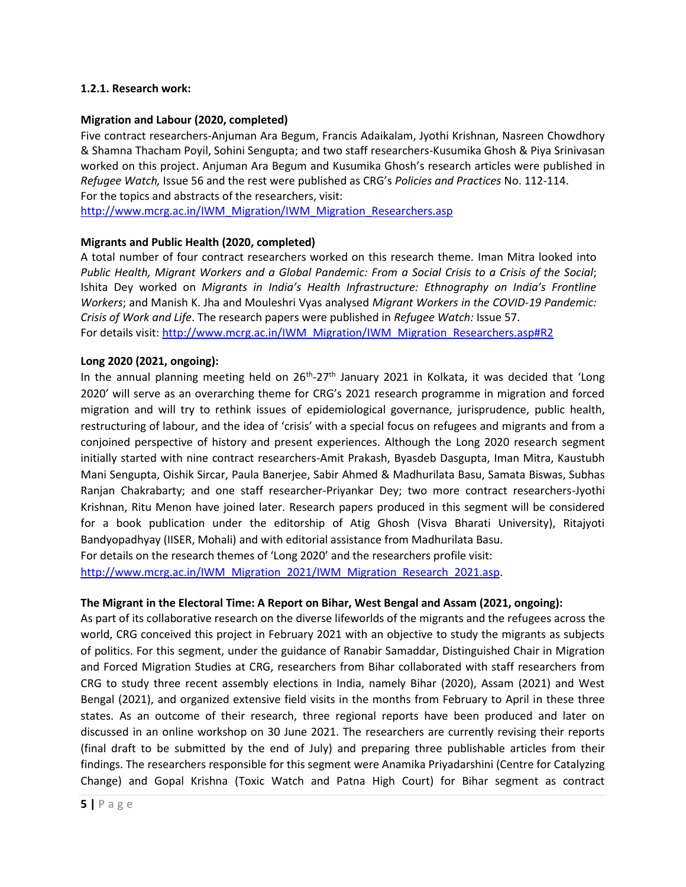**1.2.1. Research work:**

**Migration and Labour (2020, completed)**

Five contract researchers-Anjuman Ara Begum, Francis Adaikalam, Jyothi Krishnan, Nasreen Chowdhory & Shamna Thacham Poyil, Sohini Sengupta; and two staff researchers-Kusumika Ghosh & Piya Srinivasan worked on this project. Anjuman Ara Begum and Kusumika Ghosh's research articles were published in *Refugee Watch,* Issue 56 and the rest were published as CRG's *Policies and Practices* No. 112-114.
For the topics and abstracts of the researchers, visit:
http://www.mcrg.ac.in/IWM_Migration/IWM_Migration_Researchers.asp

**Migrants and Public Health (2020, completed)**

A total number of four contract researchers worked on this research theme. Iman Mitra looked into *Public Health, Migrant Workers and a Global Pandemic: From a Social Crisis to a Crisis of the Social*; Ishita Dey worked on *Migrants in India's Health Infrastructure: Ethnography on India's Frontline Workers*; and Manish K. Jha and Mouleshri Vyas analysed *Migrant Workers in the COVID-19 Pandemic: Crisis of Work and Life*. The research papers were published in *Refugee Watch:* Issue 57.
For details visit: http://www.mcrg.ac.in/IWM_Migration/IWM_Migration_Researchers.asp#R2

**Long 2020 (2021, ongoing):**

In the annual planning meeting held on 26th-27th January 2021 in Kolkata, it was decided that 'Long 2020' will serve as an overarching theme for CRG's 2021 research programme in migration and forced migration and will try to rethink issues of epidemiological governance, jurisprudence, public health, restructuring of labour, and the idea of 'crisis' with a special focus on refugees and migrants and from a conjoined perspective of history and present experiences. Although the Long 2020 research segment initially started with nine contract researchers-Amit Prakash, Byasdeb Dasgupta, Iman Mitra, Kaustubh Mani Sengupta, Oishik Sircar, Paula Banerjee, Sabir Ahmed & Madhurilata Basu, Samata Biswas, Subhas Ranjan Chakrabarty; and one staff researcher-Priyankar Dey; two more contract researchers-Jyothi Krishnan, Ritu Menon have joined later. Research papers produced in this segment will be considered for a book publication under the editorship of Atig Ghosh (Visva Bharati University), Ritajyoti Bandyopadhyay (IISER, Mohali) and with editorial assistance from Madhurilata Basu.
For details on the research themes of 'Long 2020' and the researchers profile visit:
http://www.mcrg.ac.in/IWM_Migration_2021/IWM_Migration_Research_2021.asp.

**The Migrant in the Electoral Time: A Report on Bihar, West Bengal and Assam (2021, ongoing):**

As part of its collaborative research on the diverse lifeworlds of the migrants and the refugees across the world, CRG conceived this project in February 2021 with an objective to study the migrants as subjects of politics. For this segment, under the guidance of Ranabir Samaddar, Distinguished Chair in Migration and Forced Migration Studies at CRG, researchers from Bihar collaborated with staff researchers from CRG to study three recent assembly elections in India, namely Bihar (2020), Assam (2021) and West Bengal (2021), and organized extensive field visits in the months from February to April in these three states. As an outcome of their research, three regional reports have been produced and later on discussed in an online workshop on 30 June 2021. The researchers are currently revising their reports (final draft to be submitted by the end of July) and preparing three publishable articles from their findings. The researchers responsible for this segment were Anamika Priyadarshini (Centre for Catalyzing Change) and Gopal Krishna (Toxic Watch and Patna High Court) for Bihar segment as contract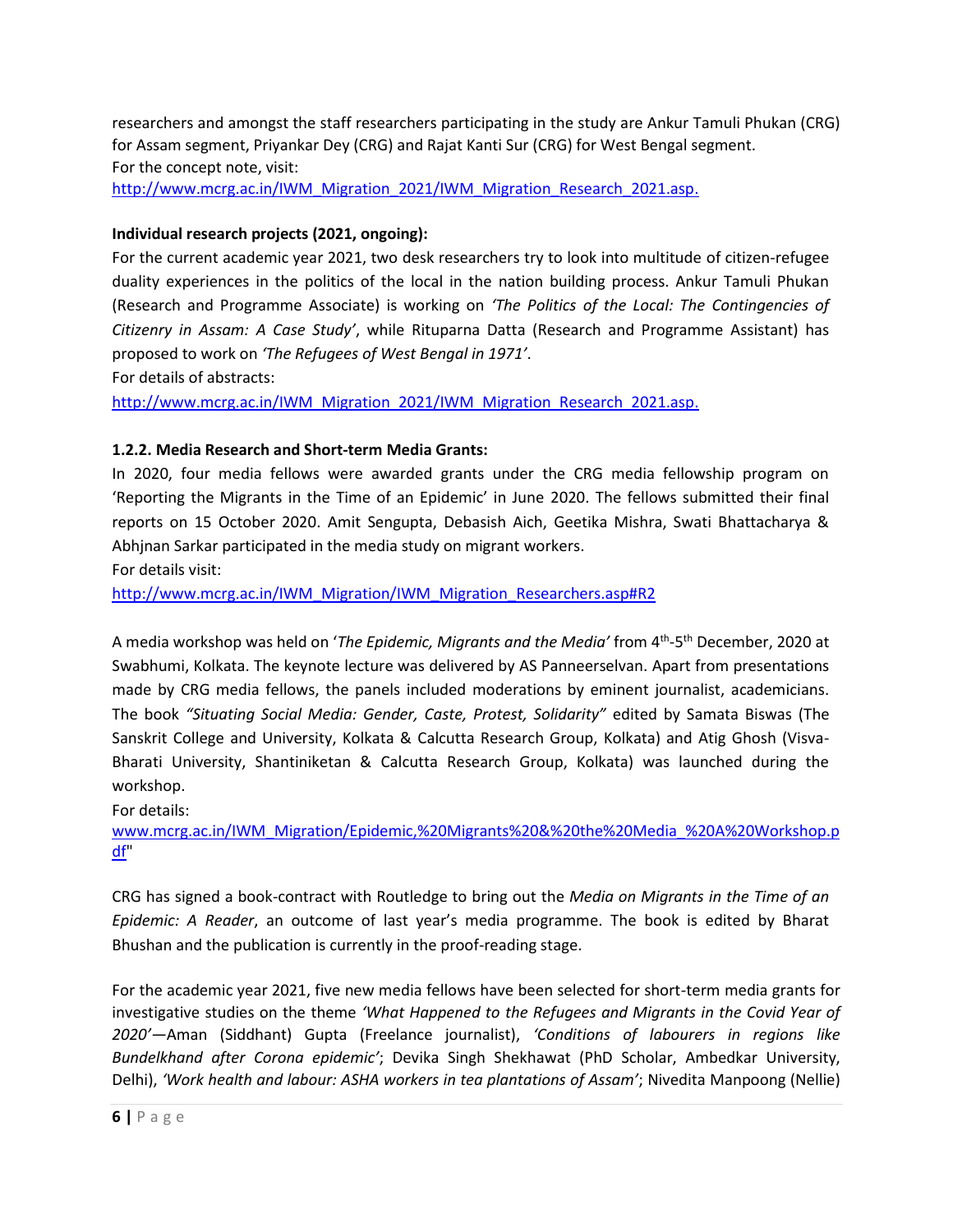researchers and amongst the staff researchers participating in the study are Ankur Tamuli Phukan (CRG) for Assam segment, Priyankar Dey (CRG) and Rajat Kanti Sur (CRG) for West Bengal segment.
For the concept note, visit:
http://www.mcrg.ac.in/IWM_Migration_2021/IWM_Migration_Research_2021.asp.

**Individual research projects (2021, ongoing):**

For the current academic year 2021, two desk researchers try to look into multitude of citizen-refugee duality experiences in the politics of the local in the nation building process. Ankur Tamuli Phukan (Research and Programme Associate) is working on *'The Politics of the Local: The Contingencies of Citizenry in Assam: A Case Study'*, while Rituparna Datta (Research and Programme Assistant) has proposed to work on *'The Refugees of West Bengal in 1971'*.
For details of abstracts:
http://www.mcrg.ac.in/IWM_Migration_2021/IWM_Migration_Research_2021.asp.

**1.2.2. Media Research and Short-term Media Grants:**

In 2020, four media fellows were awarded grants under the CRG media fellowship program on 'Reporting the Migrants in the Time of an Epidemic' in June 2020. The fellows submitted their final reports on 15 October 2020. Amit Sengupta, Debasish Aich, Geetika Mishra, Swati Bhattacharya & Abhjnan Sarkar participated in the media study on migrant workers.
For details visit:
http://www.mcrg.ac.in/IWM_Migration/IWM_Migration_Researchers.asp#R2

A media workshop was held on '*The Epidemic, Migrants and the Media'* from 4th-5th December, 2020 at Swabhumi, Kolkata. The keynote lecture was delivered by AS Panneerselvan. Apart from presentations made by CRG media fellows, the panels included moderations by eminent journalist, academicians. The book *"Situating Social Media: Gender, Caste, Protest, Solidarity"* edited by Samata Biswas (The Sanskrit College and University, Kolkata & Calcutta Research Group, Kolkata) and Atig Ghosh (Visva-Bharati University, Shantiniketan & Calcutta Research Group, Kolkata) was launched during the workshop.
For details:
www.mcrg.ac.in/IWM_Migration/Epidemic,%20Migrants%20&%20the%20Media_%20A%20Workshop.pdf"

CRG has signed a book-contract with Routledge to bring out the *Media on Migrants in the Time of an Epidemic: A Reader*, an outcome of last year's media programme. The book is edited by Bharat Bhushan and the publication is currently in the proof-reading stage.

For the academic year 2021, five new media fellows have been selected for short-term media grants for investigative studies on the theme *'What Happened to the Refugees and Migrants in the Covid Year of 2020'*—Aman (Siddhant) Gupta (Freelance journalist), *'Conditions of labourers in regions like Bundelkhand after Corona epidemic'*; Devika Singh Shekhawat (PhD Scholar, Ambedkar University, Delhi), *'Work health and labour: ASHA workers in tea plantations of Assam'*; Nivedita Manpoong (Nellie)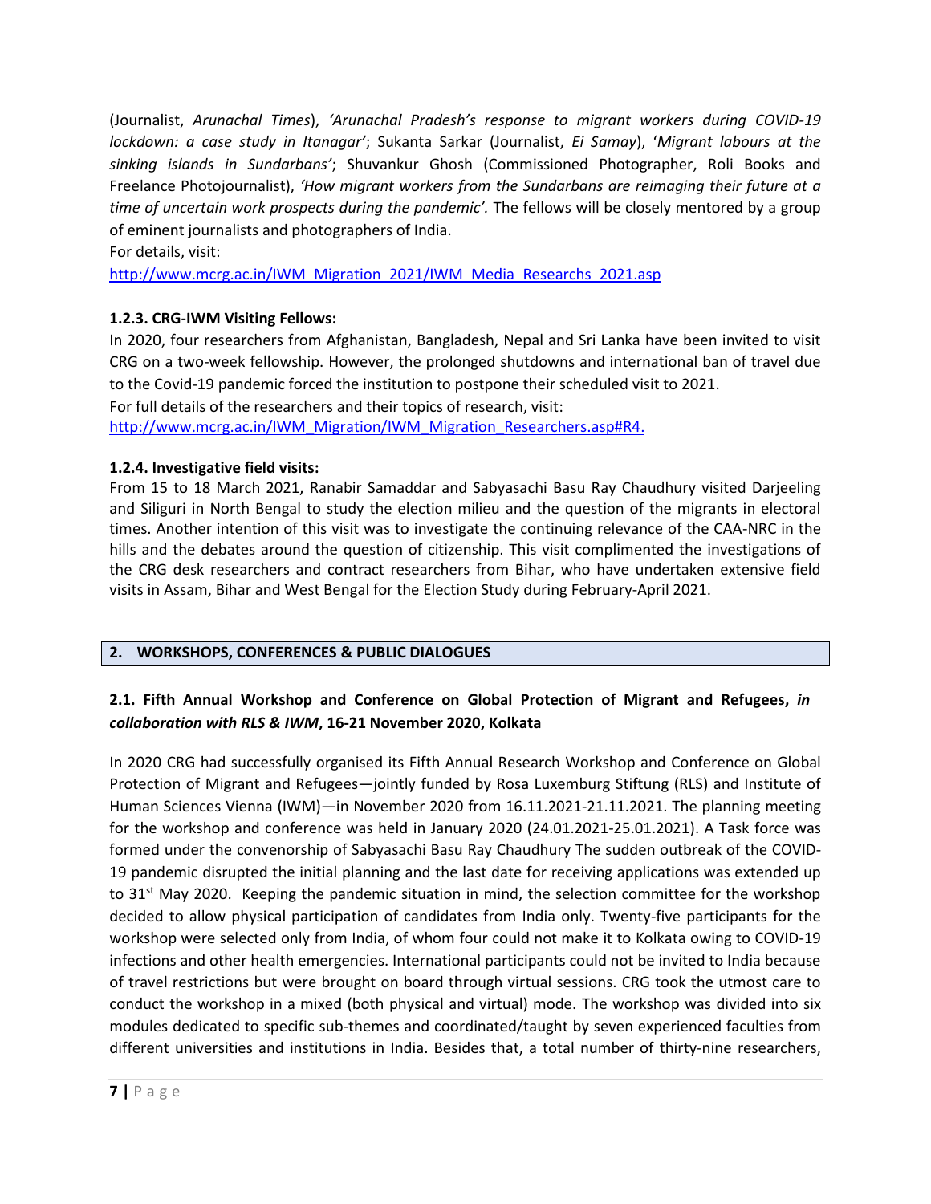(Journalist, *Arunachal Times*), *'Arunachal Pradesh's response to migrant workers during COVID-19 lockdown: a case study in Itanagar'*; Sukanta Sarkar (Journalist, *Ei Samay*), '*Migrant labours at the sinking islands in Sundarbans'*; Shuvankur Ghosh (Commissioned Photographer, Roli Books and Freelance Photojournalist), *'How migrant workers from the Sundarbans are reimaging their future at a time of uncertain work prospects during the pandemic'.* The fellows will be closely mentored by a group of eminent journalists and photographers of India.

For details, visit:

http://www.mcrg.ac.in/IWM_Migration_2021/IWM_Media_Researchs_2021.asp

**1.2.3. CRG-IWM Visiting Fellows:**

In 2020, four researchers from Afghanistan, Bangladesh, Nepal and Sri Lanka have been invited to visit CRG on a two-week fellowship. However, the prolonged shutdowns and international ban of travel due to the Covid-19 pandemic forced the institution to postpone their scheduled visit to 2021.

For full details of the researchers and their topics of research, visit:

http://www.mcrg.ac.in/IWM_Migration/IWM_Migration_Researchers.asp#R4.

**1.2.4. Investigative field visits:**

From 15 to 18 March 2021, Ranabir Samaddar and Sabyasachi Basu Ray Chaudhury visited Darjeeling and Siliguri in North Bengal to study the election milieu and the question of the migrants in electoral times. Another intention of this visit was to investigate the continuing relevance of the CAA-NRC in the hills and the debates around the question of citizenship. This visit complimented the investigations of the CRG desk researchers and contract researchers from Bihar, who have undertaken extensive field visits in Assam, Bihar and West Bengal for the Election Study during February-April 2021.

## 2. WORKSHOPS, CONFERENCES & PUBLIC DIALOGUES

### 2.1. Fifth Annual Workshop and Conference on Global Protection of Migrant and Refugees, *in collaboration with RLS & IWM*, 16-21 November 2020, Kolkata

In 2020 CRG had successfully organised its Fifth Annual Research Workshop and Conference on Global Protection of Migrant and Refugees—jointly funded by Rosa Luxemburg Stiftung (RLS) and Institute of Human Sciences Vienna (IWM)—in November 2020 from 16.11.2021-21.11.2021. The planning meeting for the workshop and conference was held in January 2020 (24.01.2021-25.01.2021). A Task force was formed under the convenorship of Sabyasachi Basu Ray Chaudhury The sudden outbreak of the COVID-19 pandemic disrupted the initial planning and the last date for receiving applications was extended up to 31st May 2020. Keeping the pandemic situation in mind, the selection committee for the workshop decided to allow physical participation of candidates from India only. Twenty-five participants for the workshop were selected only from India, of whom four could not make it to Kolkata owing to COVID-19 infections and other health emergencies. International participants could not be invited to India because of travel restrictions but were brought on board through virtual sessions. CRG took the utmost care to conduct the workshop in a mixed (both physical and virtual) mode. The workshop was divided into six modules dedicated to specific sub-themes and coordinated/taught by seven experienced faculties from different universities and institutions in India. Besides that, a total number of thirty-nine researchers,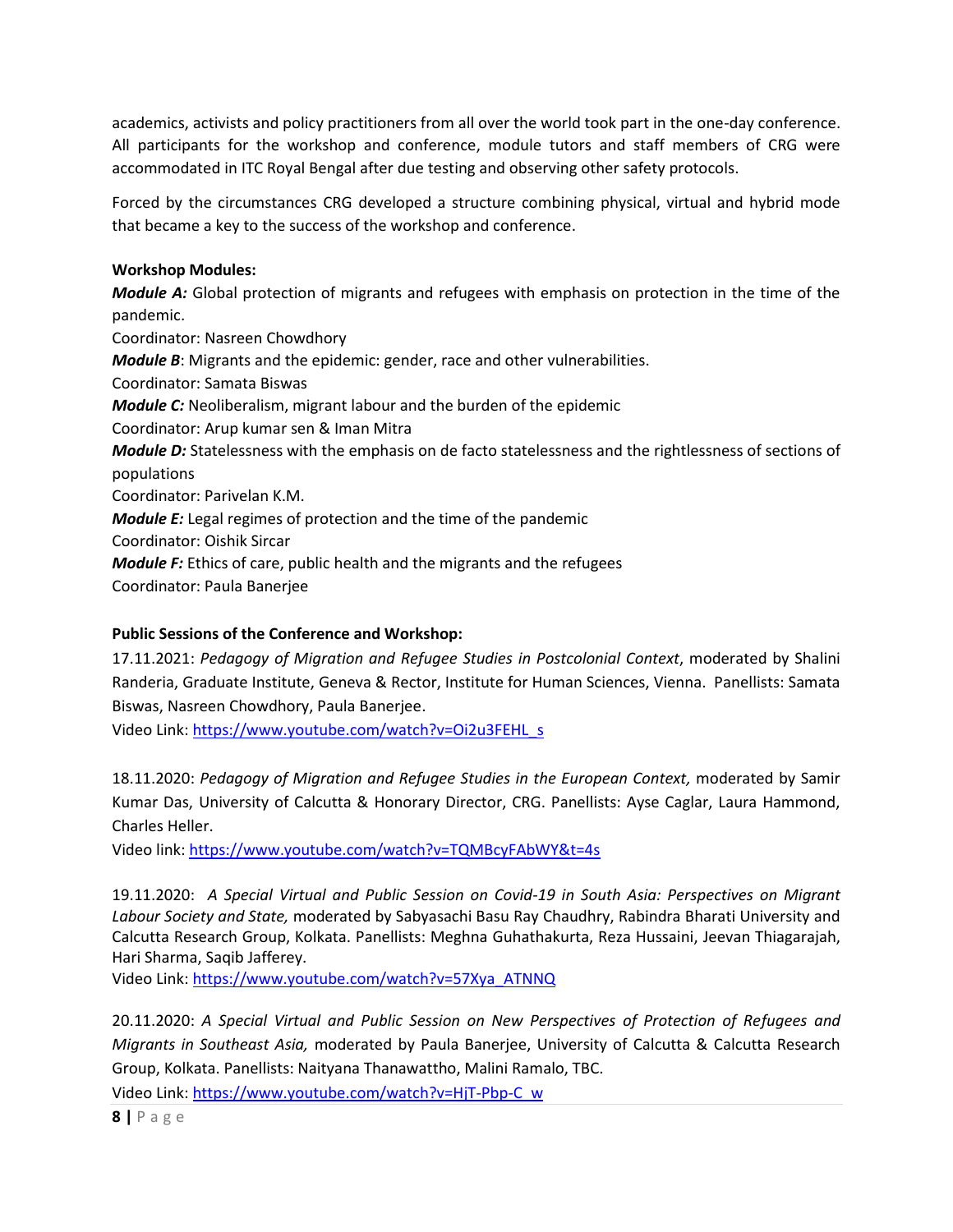academics, activists and policy practitioners from all over the world took part in the one-day conference. All participants for the workshop and conference, module tutors and staff members of CRG were accommodated in ITC Royal Bengal after due testing and observing other safety protocols.

Forced by the circumstances CRG developed a structure combining physical, virtual and hybrid mode that became a key to the success of the workshop and conference.

**Workshop Modules:**

***Module A:*** Global protection of migrants and refugees with emphasis on protection in the time of the pandemic.
Coordinator: Nasreen Chowdhory

***Module B***: Migrants and the epidemic: gender, race and other vulnerabilities.
Coordinator: Samata Biswas

***Module C:*** Neoliberalism, migrant labour and the burden of the epidemic
Coordinator: Arup kumar sen & Iman Mitra

***Module D:*** Statelessness with the emphasis on de facto statelessness and the rightlessness of sections of populations
Coordinator: Parivelan K.M.

***Module E:*** Legal regimes of protection and the time of the pandemic
Coordinator: Oishik Sircar

***Module F:*** Ethics of care, public health and the migrants and the refugees
Coordinator: Paula Banerjee

**Public Sessions of the Conference and Workshop:**

17.11.2021: *Pedagogy of Migration and Refugee Studies in Postcolonial Context*, moderated by Shalini Randeria, Graduate Institute, Geneva & Rector, Institute for Human Sciences, Vienna. Panellists: Samata Biswas, Nasreen Chowdhory, Paula Banerjee.
Video Link: https://www.youtube.com/watch?v=Oi2u3FEHL_s

18.11.2020: *Pedagogy of Migration and Refugee Studies in the European Context,* moderated by Samir Kumar Das, University of Calcutta & Honorary Director, CRG. Panellists: Ayse Caglar, Laura Hammond, Charles Heller.
Video link: https://www.youtube.com/watch?v=TQMBcyFAbWY&t=4s

19.11.2020: *A Special Virtual and Public Session on Covid-19 in South Asia: Perspectives on Migrant Labour Society and State,* moderated by Sabyasachi Basu Ray Chaudhry, Rabindra Bharati University and Calcutta Research Group, Kolkata. Panellists: Meghna Guhathakurta, Reza Hussaini, Jeevan Thiagarajah, Hari Sharma, Saqib Jafferey.
Video Link: https://www.youtube.com/watch?v=57Xya_ATNNQ

20.11.2020: *A Special Virtual and Public Session on New Perspectives of Protection of Refugees and Migrants in Southeast Asia,* moderated by Paula Banerjee, University of Calcutta & Calcutta Research Group, Kolkata. Panellists: Naityana Thanawattho, Malini Ramalo, TBC.
Video Link: https://www.youtube.com/watch?v=HjT-Pbp-C_w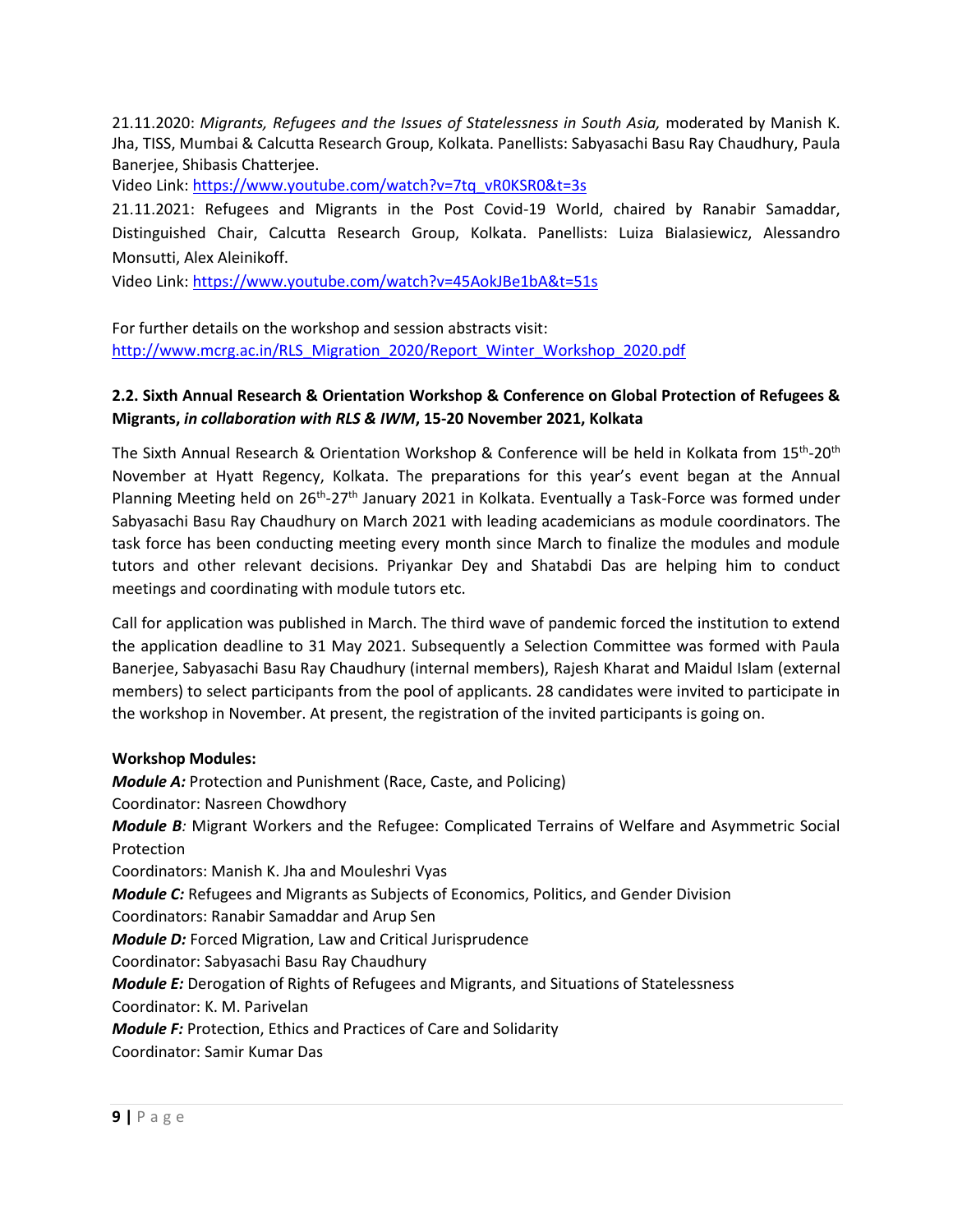21.11.2020: *Migrants, Refugees and the Issues of Statelessness in South Asia,* moderated by Manish K. Jha, TISS, Mumbai & Calcutta Research Group, Kolkata. Panellists: Sabyasachi Basu Ray Chaudhury, Paula Banerjee, Shibasis Chatterjee.

Video Link: https://www.youtube.com/watch?v=7tq_vR0KSR0&t=3s

21.11.2021: Refugees and Migrants in the Post Covid-19 World, chaired by Ranabir Samaddar, Distinguished Chair, Calcutta Research Group, Kolkata. Panellists: Luiza Bialasiewicz, Alessandro Monsutti, Alex Aleinikoff.

Video Link: https://www.youtube.com/watch?v=45AokJBe1bA&t=51s

For further details on the workshop and session abstracts visit:
http://www.mcrg.ac.in/RLS_Migration_2020/Report_Winter_Workshop_2020.pdf

### 2.2. Sixth Annual Research & Orientation Workshop & Conference on Global Protection of Refugees & Migrants, *in collaboration with RLS & IWM*, 15-20 November 2021, Kolkata

The Sixth Annual Research & Orientation Workshop & Conference will be held in Kolkata from 15th-20th November at Hyatt Regency, Kolkata. The preparations for this year's event began at the Annual Planning Meeting held on 26th-27th January 2021 in Kolkata. Eventually a Task-Force was formed under Sabyasachi Basu Ray Chaudhury on March 2021 with leading academicians as module coordinators. The task force has been conducting meeting every month since March to finalize the modules and module tutors and other relevant decisions. Priyankar Dey and Shatabdi Das are helping him to conduct meetings and coordinating with module tutors etc.

Call for application was published in March. The third wave of pandemic forced the institution to extend the application deadline to 31 May 2021. Subsequently a Selection Committee was formed with Paula Banerjee, Sabyasachi Basu Ray Chaudhury (internal members), Rajesh Kharat and Maidul Islam (external members) to select participants from the pool of applicants. 28 candidates were invited to participate in the workshop in November. At present, the registration of the invited participants is going on.

**Workshop Modules:**

***Module A:*** Protection and Punishment (Race, Caste, and Policing)
Coordinator: Nasreen Chowdhory

***Module B****:* Migrant Workers and the Refugee: Complicated Terrains of Welfare and Asymmetric Social Protection
Coordinators: Manish K. Jha and Mouleshri Vyas

***Module C:*** Refugees and Migrants as Subjects of Economics, Politics, and Gender Division
Coordinators: Ranabir Samaddar and Arup Sen

***Module D:*** Forced Migration, Law and Critical Jurisprudence
Coordinator: Sabyasachi Basu Ray Chaudhury

***Module E:*** Derogation of Rights of Refugees and Migrants, and Situations of Statelessness
Coordinator: K. M. Parivelan

***Module F:*** Protection, Ethics and Practices of Care and Solidarity
Coordinator: Samir Kumar Das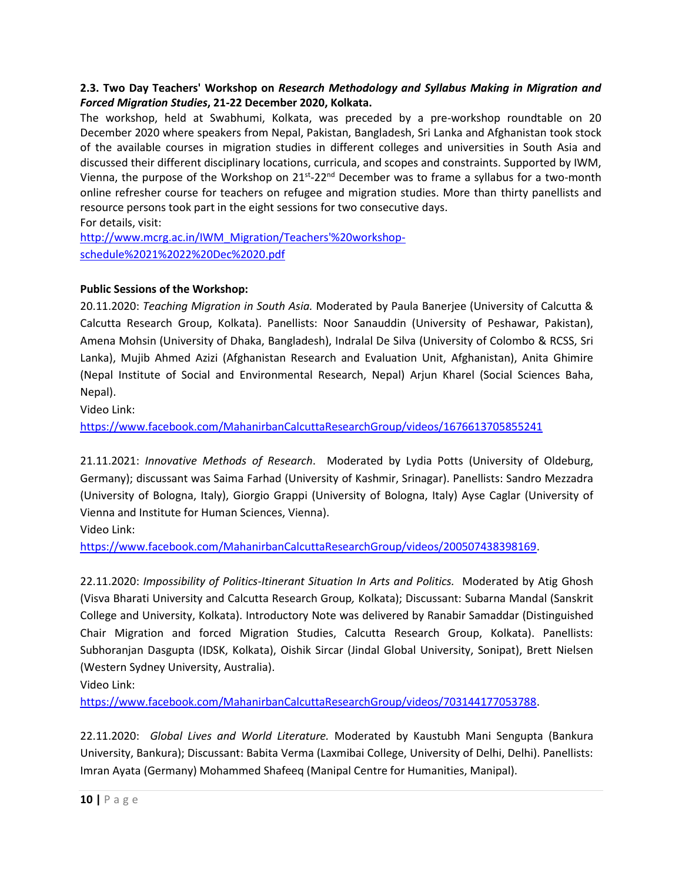**2.3. Two Day Teachers' Workshop on *Research Methodology and Syllabus Making in Migration and Forced Migration Studies*, 21-22 December 2020, Kolkata.**

The workshop, held at Swabhumi, Kolkata, was preceded by a pre-workshop roundtable on 20 December 2020 where speakers from Nepal, Pakistan, Bangladesh, Sri Lanka and Afghanistan took stock of the available courses in migration studies in different colleges and universities in South Asia and discussed their different disciplinary locations, curricula, and scopes and constraints. Supported by IWM, Vienna, the purpose of the Workshop on 21st-22nd December was to frame a syllabus for a two-month online refresher course for teachers on refugee and migration studies. More than thirty panellists and resource persons took part in the eight sessions for two consecutive days.

For details, visit:
http://www.mcrg.ac.in/IWM_Migration/Teachers'%20workshop-schedule%2021%2022%20Dec%2020.pdf

**Public Sessions of the Workshop:**

20.11.2020: *Teaching Migration in South Asia.* Moderated by Paula Banerjee (University of Calcutta & Calcutta Research Group, Kolkata). Panellists: Noor Sanauddin (University of Peshawar, Pakistan), Amena Mohsin (University of Dhaka, Bangladesh), Indralal De Silva (University of Colombo & RCSS, Sri Lanka), Mujib Ahmed Azizi (Afghanistan Research and Evaluation Unit, Afghanistan), Anita Ghimire (Nepal Institute of Social and Environmental Research, Nepal) Arjun Kharel (Social Sciences Baha, Nepal).

Video Link:
https://www.facebook.com/MahanirbanCalcuttaResearchGroup/videos/1676613705855241

21.11.2021: *Innovative Methods of Research*. Moderated by Lydia Potts (University of Oldeburg, Germany); discussant was Saima Farhad (University of Kashmir, Srinagar). Panellists: Sandro Mezzadra (University of Bologna, Italy), Giorgio Grappi (University of Bologna, Italy) Ayse Caglar (University of Vienna and Institute for Human Sciences, Vienna).

Video Link:
https://www.facebook.com/MahanirbanCalcuttaResearchGroup/videos/200507438398169.

22.11.2020: *Impossibility of Politics-Itinerant Situation In Arts and Politics.* Moderated by Atig Ghosh (Visva Bharati University and Calcutta Research Group, Kolkata); Discussant: Subarna Mandal (Sanskrit College and University, Kolkata). Introductory Note was delivered by Ranabir Samaddar (Distinguished Chair Migration and forced Migration Studies, Calcutta Research Group, Kolkata). Panellists: Subhoranjan Dasgupta (IDSK, Kolkata), Oishik Sircar (Jindal Global University, Sonipat), Brett Nielsen (Western Sydney University, Australia).

Video Link:
https://www.facebook.com/MahanirbanCalcuttaResearchGroup/videos/703144177053788.

22.11.2020: *Global Lives and World Literature.* Moderated by Kaustubh Mani Sengupta (Bankura University, Bankura); Discussant: Babita Verma (Laxmibai College, University of Delhi, Delhi). Panellists: Imran Ayata (Germany) Mohammed Shafeeq (Manipal Centre for Humanities, Manipal).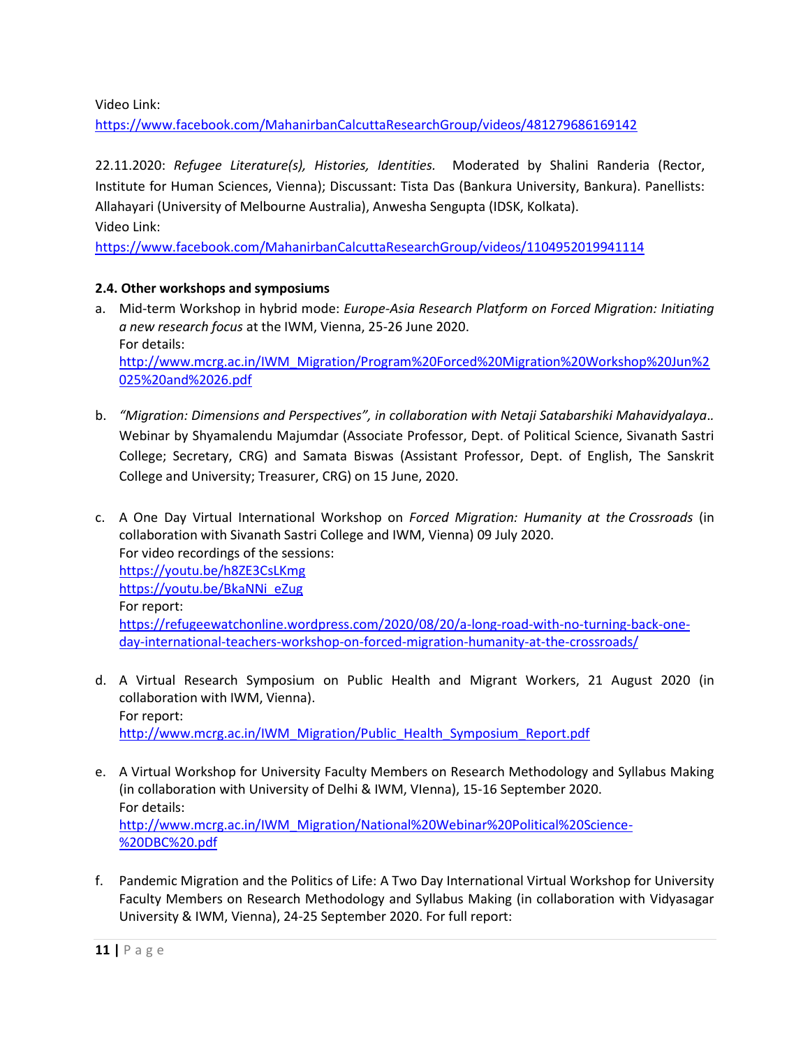Video Link:
https://www.facebook.com/MahanirbanCalcuttaResearchGroup/videos/481279686169142

22.11.2020: *Refugee Literature(s), Histories, Identities.* Moderated by Shalini Randeria (Rector, Institute for Human Sciences, Vienna); Discussant: Tista Das (Bankura University, Bankura). Panellists: Allahayari (University of Melbourne Australia), Anwesha Sengupta (IDSK, Kolkata).
Video Link:
https://www.facebook.com/MahanirbanCalcuttaResearchGroup/videos/1104952019941114

**2.4. Other workshops and symposiums**

a. Mid-term Workshop in hybrid mode: *Europe-Asia Research Platform on Forced Migration: Initiating a new research focus* at the IWM, Vienna, 25-26 June 2020.
For details:
http://www.mcrg.ac.in/IWM_Migration/Program%20Forced%20Migration%20Workshop%20Jun%2025%20and%2026.pdf

b. *"Migration: Dimensions and Perspectives", in collaboration with Netaji Satabarshiki Mahavidyalaya..* Webinar by Shyamalendu Majumdar (Associate Professor, Dept. of Political Science, Sivanath Sastri College; Secretary, CRG) and Samata Biswas (Assistant Professor, Dept. of English, The Sanskrit College and University; Treasurer, CRG) on 15 June, 2020.

c. A One Day Virtual International Workshop on *Forced Migration: Humanity at the Crossroads* (in collaboration with Sivanath Sastri College and IWM, Vienna) 09 July 2020.
For video recordings of the sessions:
https://youtu.be/h8ZE3CsLKmg
https://youtu.be/BkaNNi_eZug
For report:
https://refugeewatchonline.wordpress.com/2020/08/20/a-long-road-with-no-turning-back-one-day-international-teachers-workshop-on-forced-migration-humanity-at-the-crossroads/

d. A Virtual Research Symposium on Public Health and Migrant Workers, 21 August 2020 (in collaboration with IWM, Vienna).
For report:
http://www.mcrg.ac.in/IWM_Migration/Public_Health_Symposium_Report.pdf

e. A Virtual Workshop for University Faculty Members on Research Methodology and Syllabus Making (in collaboration with University of Delhi & IWM, VIenna), 15-16 September 2020.
For details:
http://www.mcrg.ac.in/IWM_Migration/National%20Webinar%20Political%20Science-%20DBC%20.pdf

f. Pandemic Migration and the Politics of Life: A Two Day International Virtual Workshop for University Faculty Members on Research Methodology and Syllabus Making (in collaboration with Vidyasagar University & IWM, Vienna), 24-25 September 2020. For full report: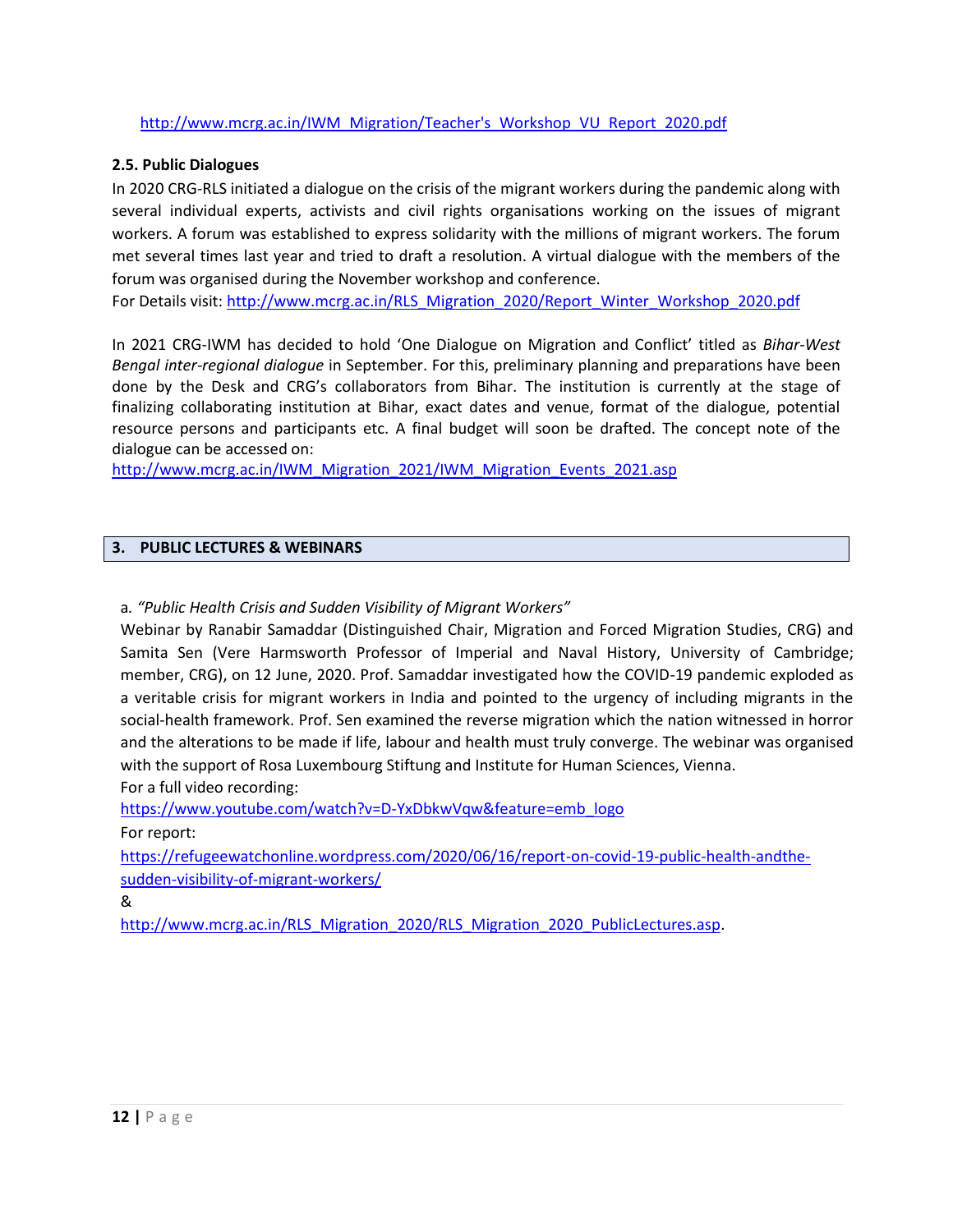http://www.mcrg.ac.in/IWM_Migration/Teacher's_Workshop_VU_Report_2020.pdf

### 2.5. Public Dialogues

In 2020 CRG-RLS initiated a dialogue on the crisis of the migrant workers during the pandemic along with several individual experts, activists and civil rights organisations working on the issues of migrant workers. A forum was established to express solidarity with the millions of migrant workers. The forum met several times last year and tried to draft a resolution. A virtual dialogue with the members of the forum was organised during the November workshop and conference.
For Details visit: http://www.mcrg.ac.in/RLS_Migration_2020/Report_Winter_Workshop_2020.pdf

In 2021 CRG-IWM has decided to hold 'One Dialogue on Migration and Conflict' titled as *Bihar-West Bengal inter-regional dialogue* in September. For this, preliminary planning and preparations have been done by the Desk and CRG's collaborators from Bihar. The institution is currently at the stage of finalizing collaborating institution at Bihar, exact dates and venue, format of the dialogue, potential resource persons and participants etc. A final budget will soon be drafted. The concept note of the dialogue can be accessed on:
http://www.mcrg.ac.in/IWM_Migration_2021/IWM_Migration_Events_2021.asp

## 3. PUBLIC LECTURES & WEBINARS

a*. "Public Health Crisis and Sudden Visibility of Migrant Workers"*
Webinar by Ranabir Samaddar (Distinguished Chair, Migration and Forced Migration Studies, CRG) and Samita Sen (Vere Harmsworth Professor of Imperial and Naval History, University of Cambridge; member, CRG), on 12 June, 2020. Prof. Samaddar investigated how the COVID-19 pandemic exploded as a veritable crisis for migrant workers in India and pointed to the urgency of including migrants in the social-health framework. Prof. Sen examined the reverse migration which the nation witnessed in horror and the alterations to be made if life, labour and health must truly converge. The webinar was organised with the support of Rosa Luxembourg Stiftung and Institute for Human Sciences, Vienna.
For a full video recording:
https://www.youtube.com/watch?v=D-YxDbkwVqw&feature=emb_logo
For report:
https://refugeewatchonline.wordpress.com/2020/06/16/report-on-covid-19-public-health-andthe-sudden-visibility-of-migrant-workers/
&
http://www.mcrg.ac.in/RLS_Migration_2020/RLS_Migration_2020_PublicLectures.asp.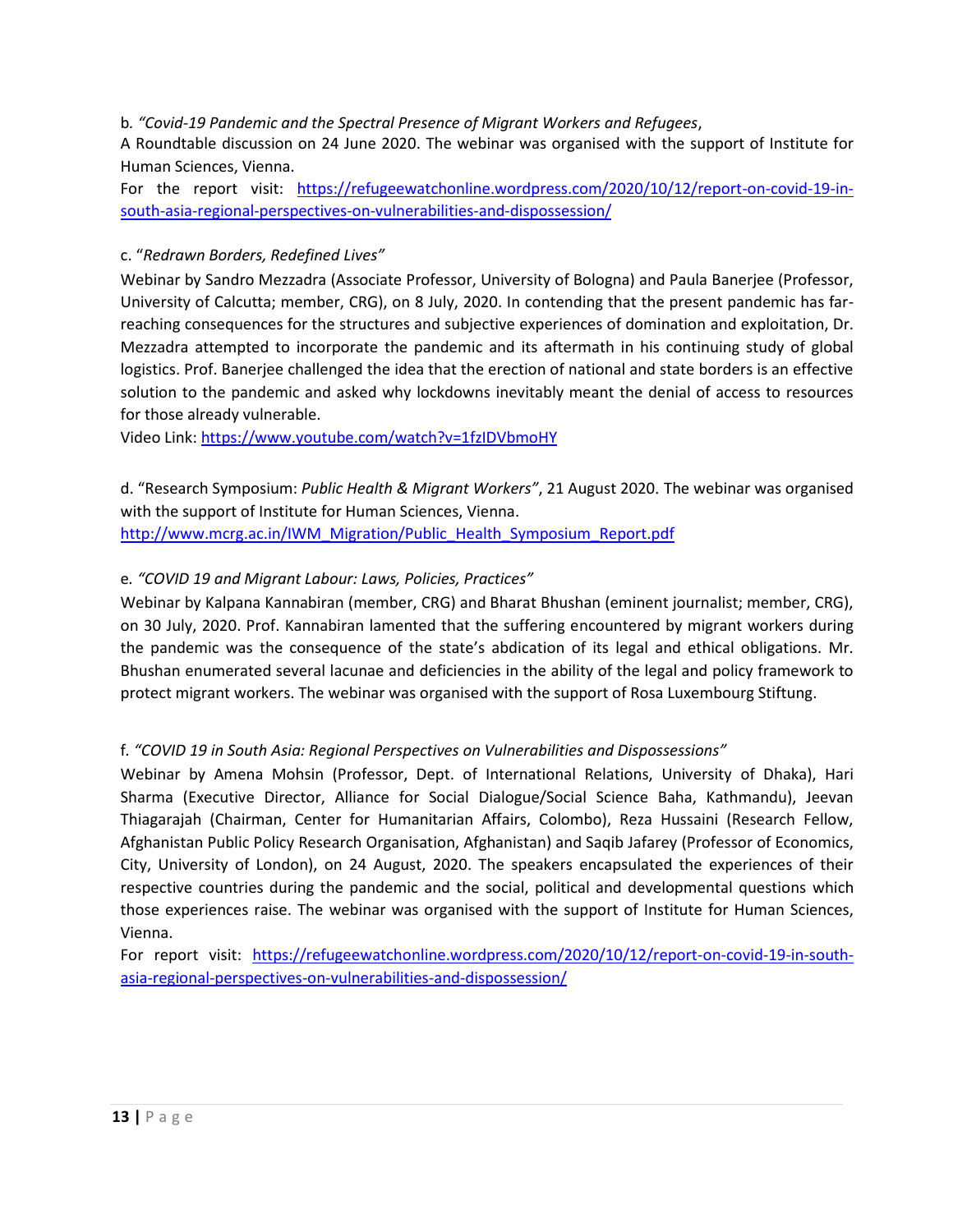b. *"Covid-19 Pandemic and the Spectral Presence of Migrant Workers and Refugees*,

A Roundtable discussion on 24 June 2020. The webinar was organised with the support of Institute for Human Sciences, Vienna.

For the report visit: https://refugeewatchonline.wordpress.com/2020/10/12/report-on-covid-19-in-south-asia-regional-perspectives-on-vulnerabilities-and-dispossession/

c. "*Redrawn Borders, Redefined Lives"*

Webinar by Sandro Mezzadra (Associate Professor, University of Bologna) and Paula Banerjee (Professor, University of Calcutta; member, CRG), on 8 July, 2020. In contending that the present pandemic has far-reaching consequences for the structures and subjective experiences of domination and exploitation, Dr. Mezzadra attempted to incorporate the pandemic and its aftermath in his continuing study of global logistics. Prof. Banerjee challenged the idea that the erection of national and state borders is an effective solution to the pandemic and asked why lockdowns inevitably meant the denial of access to resources for those already vulnerable.

Video Link: https://www.youtube.com/watch?v=1fzIDVbmoHY

d. "Research Symposium: *Public Health & Migrant Workers"*, 21 August 2020. The webinar was organised with the support of Institute for Human Sciences, Vienna.

http://www.mcrg.ac.in/IWM_Migration/Public_Health_Symposium_Report.pdf

e. *"COVID 19 and Migrant Labour: Laws, Policies, Practices"*

Webinar by Kalpana Kannabiran (member, CRG) and Bharat Bhushan (eminent journalist; member, CRG), on 30 July, 2020. Prof. Kannabiran lamented that the suffering encountered by migrant workers during the pandemic was the consequence of the state's abdication of its legal and ethical obligations. Mr. Bhushan enumerated several lacunae and deficiencies in the ability of the legal and policy framework to protect migrant workers. The webinar was organised with the support of Rosa Luxembourg Stiftung.

f. *"COVID 19 in South Asia: Regional Perspectives on Vulnerabilities and Dispossessions"*

Webinar by Amena Mohsin (Professor, Dept. of International Relations, University of Dhaka), Hari Sharma (Executive Director, Alliance for Social Dialogue/Social Science Baha, Kathmandu), Jeevan Thiagarajah (Chairman, Center for Humanitarian Affairs, Colombo), Reza Hussaini (Research Fellow, Afghanistan Public Policy Research Organisation, Afghanistan) and Saqib Jafarey (Professor of Economics, City, University of London), on 24 August, 2020. The speakers encapsulated the experiences of their respective countries during the pandemic and the social, political and developmental questions which those experiences raise. The webinar was organised with the support of Institute for Human Sciences, Vienna.

For report visit: https://refugeewatchonline.wordpress.com/2020/10/12/report-on-covid-19-in-south-asia-regional-perspectives-on-vulnerabilities-and-dispossession/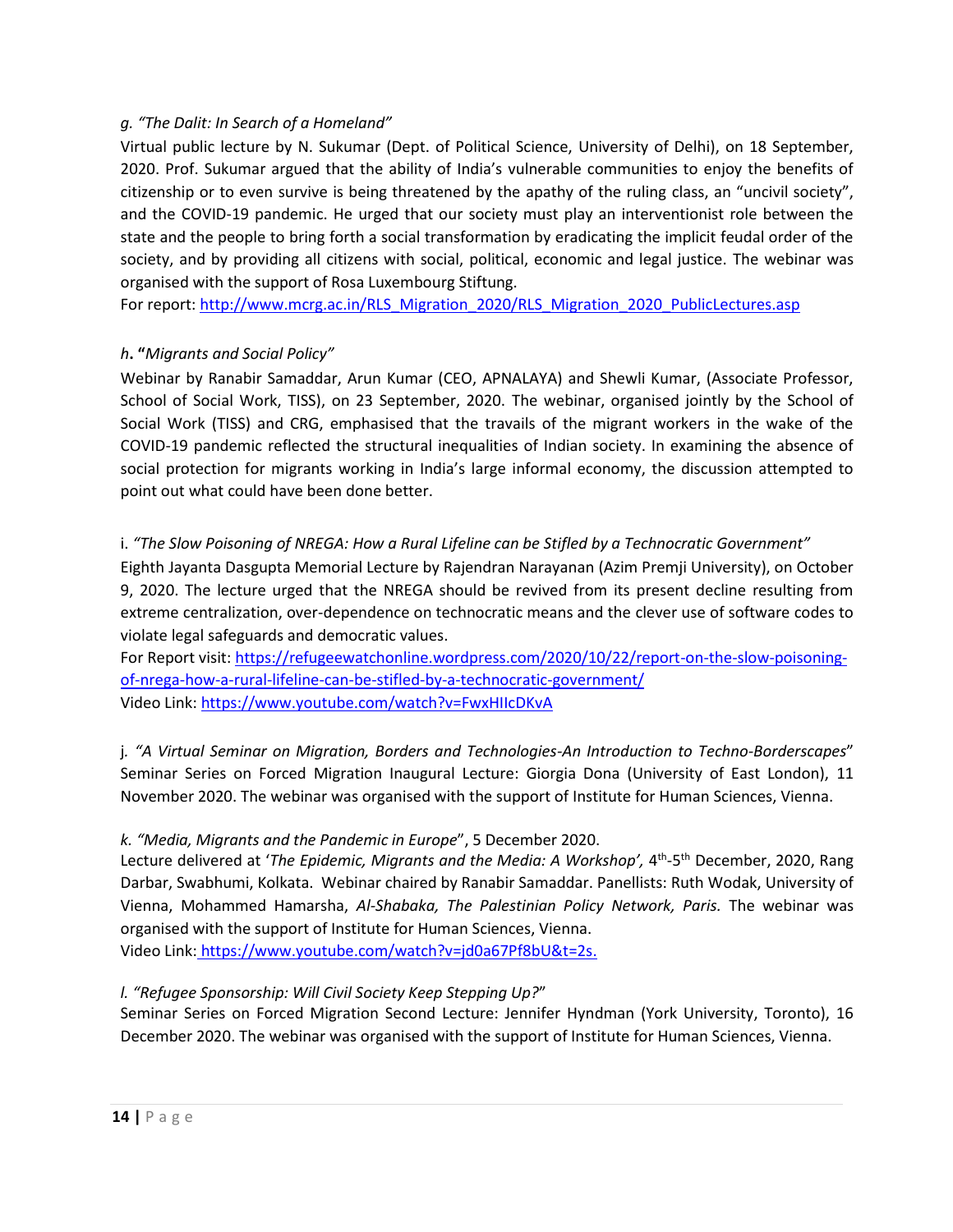*g. "The Dalit: In Search of a Homeland"*

Virtual public lecture by N. Sukumar (Dept. of Political Science, University of Delhi), on 18 September, 2020. Prof. Sukumar argued that the ability of India's vulnerable communities to enjoy the benefits of citizenship or to even survive is being threatened by the apathy of the ruling class, an "uncivil society", and the COVID-19 pandemic. He urged that our society must play an interventionist role between the state and the people to bring forth a social transformation by eradicating the implicit feudal order of the society, and by providing all citizens with social, political, economic and legal justice. The webinar was organised with the support of Rosa Luxembourg Stiftung.

For report: http://www.mcrg.ac.in/RLS_Migration_2020/RLS_Migration_2020_PublicLectures.asp

*h.* **"***Migrants and Social Policy"*

Webinar by Ranabir Samaddar, Arun Kumar (CEO, APNALAYA) and Shewli Kumar, (Associate Professor, School of Social Work, TISS), on 23 September, 2020. The webinar, organised jointly by the School of Social Work (TISS) and CRG, emphasised that the travails of the migrant workers in the wake of the COVID-19 pandemic reflected the structural inequalities of Indian society. In examining the absence of social protection for migrants working in India's large informal economy, the discussion attempted to point out what could have been done better.

i. *"The Slow Poisoning of NREGA: How a Rural Lifeline can be Stifled by a Technocratic Government"*

Eighth Jayanta Dasgupta Memorial Lecture by Rajendran Narayanan (Azim Premji University), on October 9, 2020. The lecture urged that the NREGA should be revived from its present decline resulting from extreme centralization, over-dependence on technocratic means and the clever use of software codes to violate legal safeguards and democratic values.

For Report visit: https://refugeewatchonline.wordpress.com/2020/10/22/report-on-the-slow-poisoning-of-nrega-how-a-rural-lifeline-can-be-stifled-by-a-technocratic-government/

Video Link: https://www.youtube.com/watch?v=FwxHIIcDKvA

j. *"A Virtual Seminar on Migration, Borders and Technologies-An Introduction to Techno-Borderscapes*" Seminar Series on Forced Migration Inaugural Lecture: Giorgia Dona (University of East London), 11 November 2020. The webinar was organised with the support of Institute for Human Sciences, Vienna.

*k. "Media, Migrants and the Pandemic in Europe*", 5 December 2020.

Lecture delivered at '*The Epidemic, Migrants and the Media: A Workshop',* 4th-5th December, 2020, Rang Darbar, Swabhumi, Kolkata. Webinar chaired by Ranabir Samaddar. Panellists: Ruth Wodak, University of Vienna, Mohammed Hamarsha, *Al-Shabaka, The Palestinian Policy Network, Paris.* The webinar was organised with the support of Institute for Human Sciences, Vienna.

Video Link: https://www.youtube.com/watch?v=jd0a67Pf8bU&t=2s.

*l. "Refugee Sponsorship: Will Civil Society Keep Stepping Up?*"

Seminar Series on Forced Migration Second Lecture: Jennifer Hyndman (York University, Toronto), 16 December 2020. The webinar was organised with the support of Institute for Human Sciences, Vienna.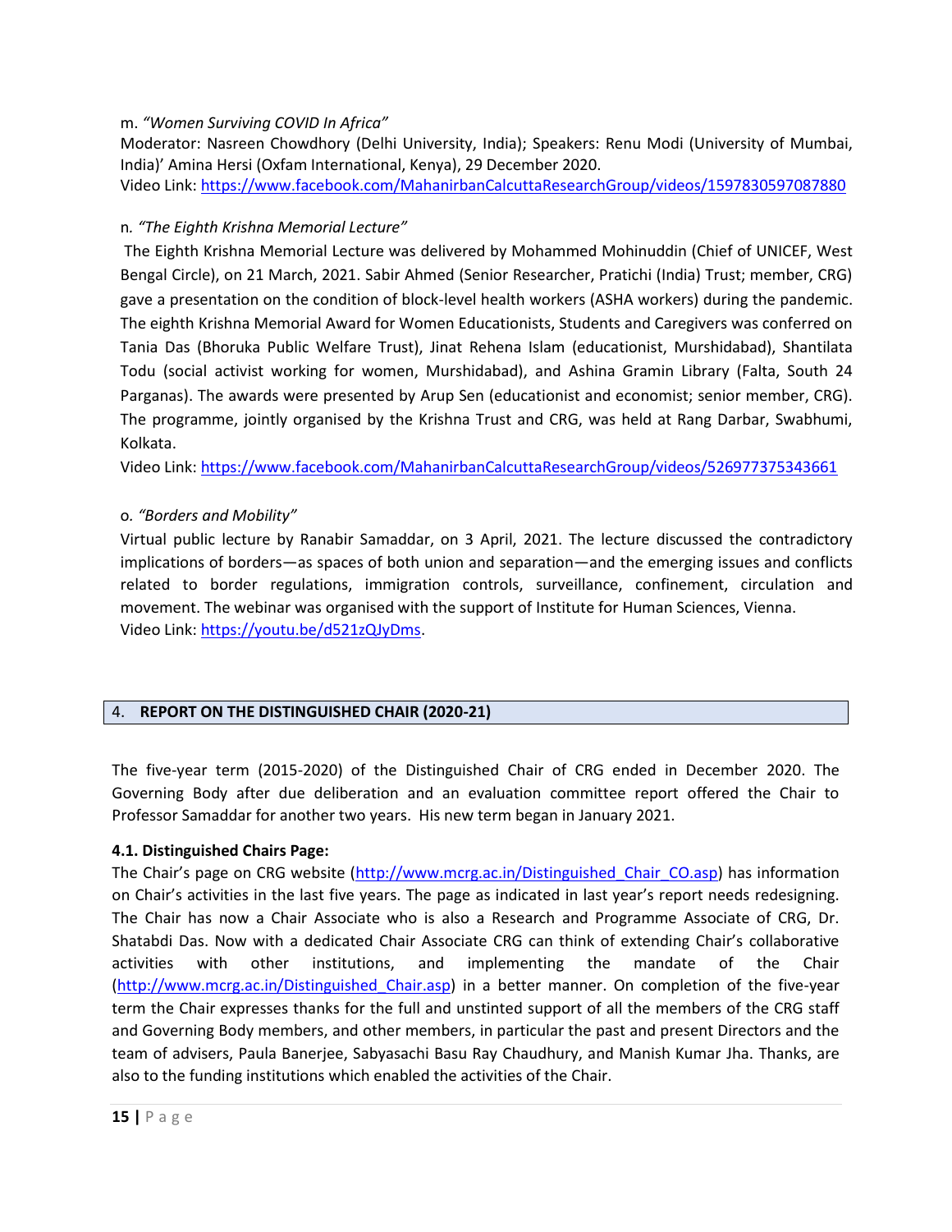m. *"Women Surviving COVID In Africa"*

Moderator: Nasreen Chowdhory (Delhi University, India); Speakers: Renu Modi (University of Mumbai, India)' Amina Hersi (Oxfam International, Kenya), 29 December 2020.

Video Link: https://www.facebook.com/MahanirbanCalcuttaResearchGroup/videos/1597830597087880

n. *"The Eighth Krishna Memorial Lecture"*

The Eighth Krishna Memorial Lecture was delivered by Mohammed Mohinuddin (Chief of UNICEF, West Bengal Circle), on 21 March, 2021. Sabir Ahmed (Senior Researcher, Pratichi (India) Trust; member, CRG) gave a presentation on the condition of block-level health workers (ASHA workers) during the pandemic. The eighth Krishna Memorial Award for Women Educationists, Students and Caregivers was conferred on Tania Das (Bhoruka Public Welfare Trust), Jinat Rehena Islam (educationist, Murshidabad), Shantilata Todu (social activist working for women, Murshidabad), and Ashina Gramin Library (Falta, South 24 Parganas). The awards were presented by Arup Sen (educationist and economist; senior member, CRG). The programme, jointly organised by the Krishna Trust and CRG, was held at Rang Darbar, Swabhumi, Kolkata.

Video Link: https://www.facebook.com/MahanirbanCalcuttaResearchGroup/videos/526977375343661

o. *"Borders and Mobility"*

Virtual public lecture by Ranabir Samaddar, on 3 April, 2021. The lecture discussed the contradictory implications of borders—as spaces of both union and separation—and the emerging issues and conflicts related to border regulations, immigration controls, surveillance, confinement, circulation and movement. The webinar was organised with the support of Institute for Human Sciences, Vienna.

Video Link: https://youtu.be/d521zQJyDms.

## 4. REPORT ON THE DISTINGUISHED CHAIR (2020-21)

The five-year term (2015-2020) of the Distinguished Chair of CRG ended in December 2020. The Governing Body after due deliberation and an evaluation committee report offered the Chair to Professor Samaddar for another two years. His new term began in January 2021.

**4.1. Distinguished Chairs Page:**

The Chair's page on CRG website (http://www.mcrg.ac.in/Distinguished_Chair_CO.asp) has information on Chair's activities in the last five years. The page as indicated in last year's report needs redesigning. The Chair has now a Chair Associate who is also a Research and Programme Associate of CRG, Dr. Shatabdi Das. Now with a dedicated Chair Associate CRG can think of extending Chair's collaborative activities with other institutions, and implementing the mandate of the Chair (http://www.mcrg.ac.in/Distinguished_Chair.asp) in a better manner. On completion of the five-year term the Chair expresses thanks for the full and unstinted support of all the members of the CRG staff and Governing Body members, and other members, in particular the past and present Directors and the team of advisers, Paula Banerjee, Sabyasachi Basu Ray Chaudhury, and Manish Kumar Jha. Thanks, are also to the funding institutions which enabled the activities of the Chair.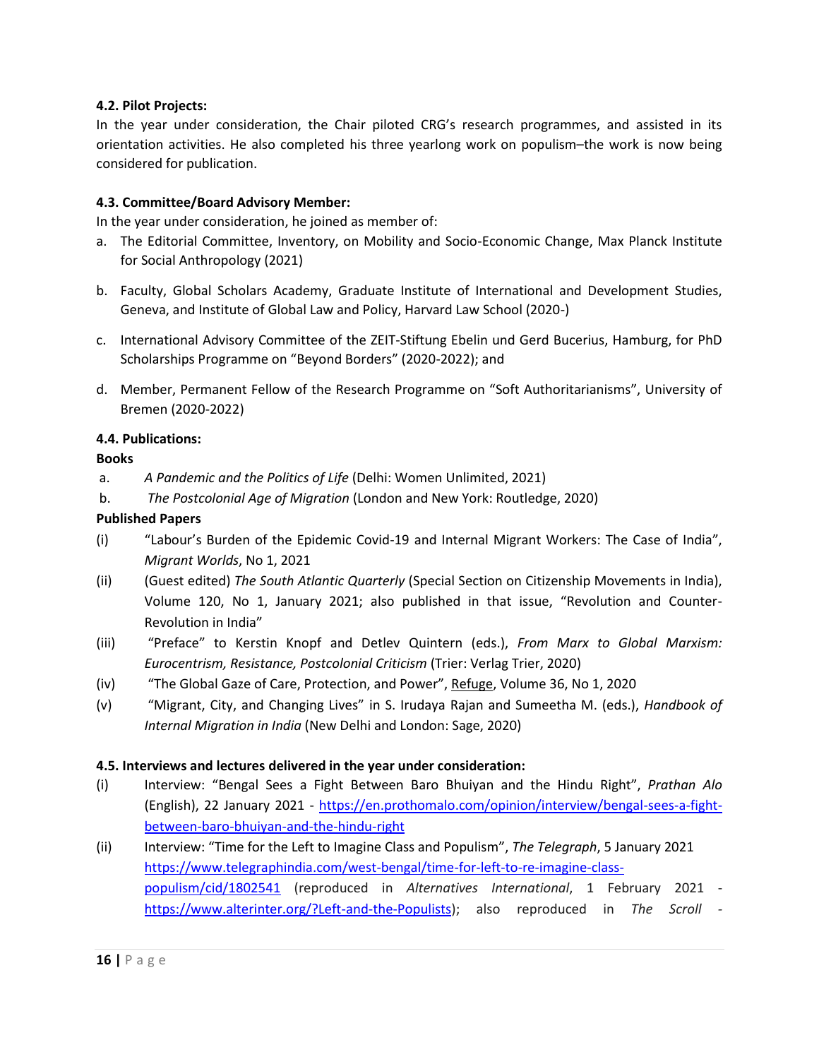#### 4.2. Pilot Projects:

In the year under consideration, the Chair piloted CRG's research programmes, and assisted in its orientation activities. He also completed his three yearlong work on populism–the work is now being considered for publication.

#### 4.3. Committee/Board Advisory Member:

In the year under consideration, he joined as member of:

a. The Editorial Committee, Inventory, on Mobility and Socio-Economic Change, Max Planck Institute for Social Anthropology (2021)

b. Faculty, Global Scholars Academy, Graduate Institute of International and Development Studies, Geneva, and Institute of Global Law and Policy, Harvard Law School (2020-)

c. International Advisory Committee of the ZEIT-Stiftung Ebelin und Gerd Bucerius, Hamburg, for PhD Scholarships Programme on "Beyond Borders" (2020-2022); and

d. Member, Permanent Fellow of the Research Programme on "Soft Authoritarianisms", University of Bremen (2020-2022)

#### 4.4. Publications:

**Books**

a. *A Pandemic and the Politics of Life* (Delhi: Women Unlimited, 2021)

b. *The Postcolonial Age of Migration* (London and New York: Routledge, 2020)

**Published Papers**

(i) "Labour's Burden of the Epidemic Covid-19 and Internal Migrant Workers: The Case of India", *Migrant Worlds*, No 1, 2021

(ii) (Guest edited) *The South Atlantic Quarterly* (Special Section on Citizenship Movements in India), Volume 120, No 1, January 2021; also published in that issue, "Revolution and Counter-Revolution in India"

(iii) "Preface" to Kerstin Knopf and Detlev Quintern (eds.), *From Marx to Global Marxism: Eurocentrism, Resistance, Postcolonial Criticism* (Trier: Verlag Trier, 2020)

(iv) "The Global Gaze of Care, Protection, and Power", Refuge, Volume 36, No 1, 2020

(v) "Migrant, City, and Changing Lives" in S. Irudaya Rajan and Sumeetha M. (eds.), *Handbook of Internal Migration in India* (New Delhi and London: Sage, 2020)

#### 4.5. Interviews and lectures delivered in the year under consideration:

(i) Interview: "Bengal Sees a Fight Between Baro Bhuiyan and the Hindu Right", *Prathan Alo* (English), 22 January 2021 - https://en.prothomalo.com/opinion/interview/bengal-sees-a-fight-between-baro-bhuiyan-and-the-hindu-right

(ii) Interview: "Time for the Left to Imagine Class and Populism", *The Telegraph*, 5 January 2021 https://www.telegraphindia.com/west-bengal/time-for-left-to-re-imagine-class-populism/cid/1802541 (reproduced in *Alternatives International*, 1 February 2021 - https://www.alterinter.org/?Left-and-the-Populists); also reproduced in *The Scroll* -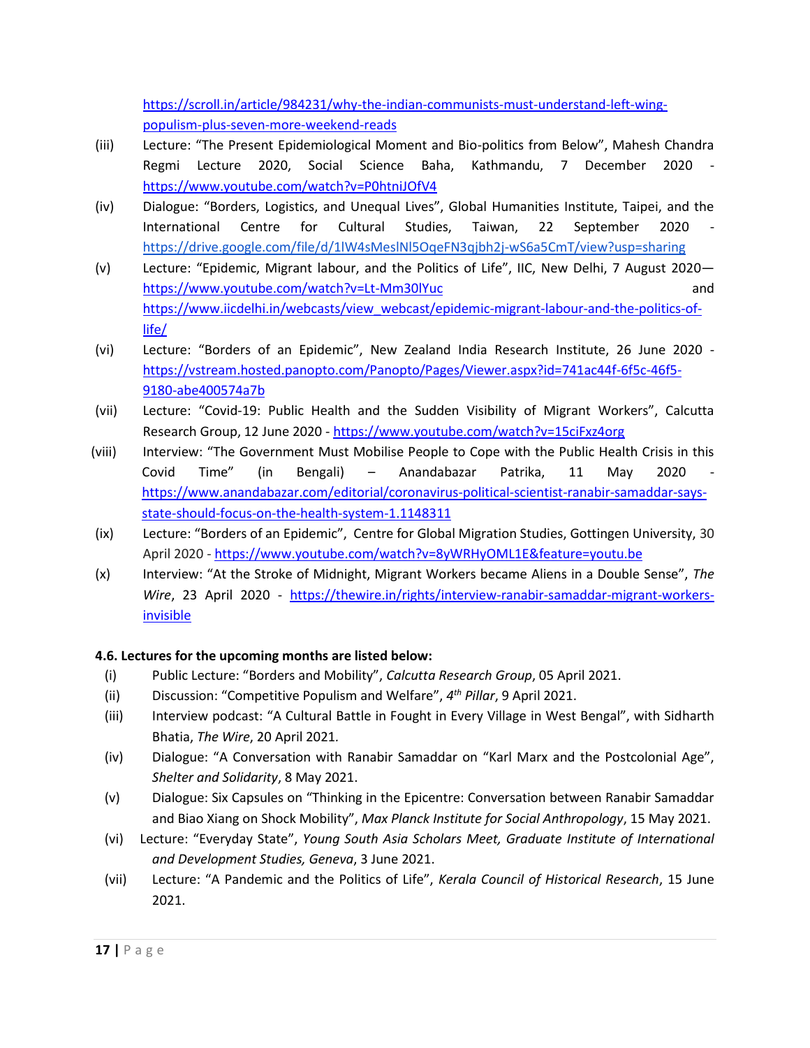https://scroll.in/article/984231/why-the-indian-communists-must-understand-left-wing-populism-plus-seven-more-weekend-reads

(iii) Lecture: "The Present Epidemiological Moment and Bio-politics from Below", Mahesh Chandra Regmi Lecture 2020, Social Science Baha, Kathmandu, 7 December 2020 - https://www.youtube.com/watch?v=P0htniJOfV4

(iv) Dialogue: "Borders, Logistics, and Unequal Lives", Global Humanities Institute, Taipei, and the International Centre for Cultural Studies, Taiwan, 22 September 2020 - https://drive.google.com/file/d/1lW4sMeslNl5OqeFN3qjbh2j-wS6a5CmT/view?usp=sharing

(v) Lecture: "Epidemic, Migrant labour, and the Politics of Life", IIC, New Delhi, 7 August 2020— https://www.youtube.com/watch?v=Lt-Mm30lYuc and https://www.iicdelhi.in/webcasts/view_webcast/epidemic-migrant-labour-and-the-politics-of-life/

(vi) Lecture: "Borders of an Epidemic", New Zealand India Research Institute, 26 June 2020 - https://vstream.hosted.panopto.com/Panopto/Pages/Viewer.aspx?id=741ac44f-6f5c-46f5-9180-abe400574a7b

(vii) Lecture: "Covid-19: Public Health and the Sudden Visibility of Migrant Workers", Calcutta Research Group, 12 June 2020 - https://www.youtube.com/watch?v=15ciFxz4org

(viii) Interview: "The Government Must Mobilise People to Cope with the Public Health Crisis in this Covid Time" (in Bengali) – Anandabazar Patrika, 11 May 2020 - https://www.anandabazar.com/editorial/coronavirus-political-scientist-ranabir-samaddar-says-state-should-focus-on-the-health-system-1.1148311

(ix) Lecture: "Borders of an Epidemic", Centre for Global Migration Studies, Gottingen University, 30 April 2020 - https://www.youtube.com/watch?v=8yWRHyOML1E&feature=youtu.be

(x) Interview: "At the Stroke of Midnight, Migrant Workers became Aliens in a Double Sense", *The Wire*, 23 April 2020 - https://thewire.in/rights/interview-ranabir-samaddar-migrant-workers-invisible

**4.6. Lectures for the upcoming months are listed below:**

(i) Public Lecture: "Borders and Mobility", *Calcutta Research Group*, 05 April 2021.

(ii) Discussion: "Competitive Populism and Welfare", *4th Pillar*, 9 April 2021.

(iii) Interview podcast: "A Cultural Battle in Fought in Every Village in West Bengal", with Sidharth Bhatia, *The Wire*, 20 April 2021.

(iv) Dialogue: "A Conversation with Ranabir Samaddar on "Karl Marx and the Postcolonial Age", *Shelter and Solidarity*, 8 May 2021.

(v) Dialogue: Six Capsules on "Thinking in the Epicentre: Conversation between Ranabir Samaddar and Biao Xiang on Shock Mobility", *Max Planck Institute for Social Anthropology*, 15 May 2021.

(vi) Lecture: "Everyday State", *Young South Asia Scholars Meet, Graduate Institute of International and Development Studies, Geneva*, 3 June 2021.

(vii) Lecture: "A Pandemic and the Politics of Life", *Kerala Council of Historical Research*, 15 June 2021.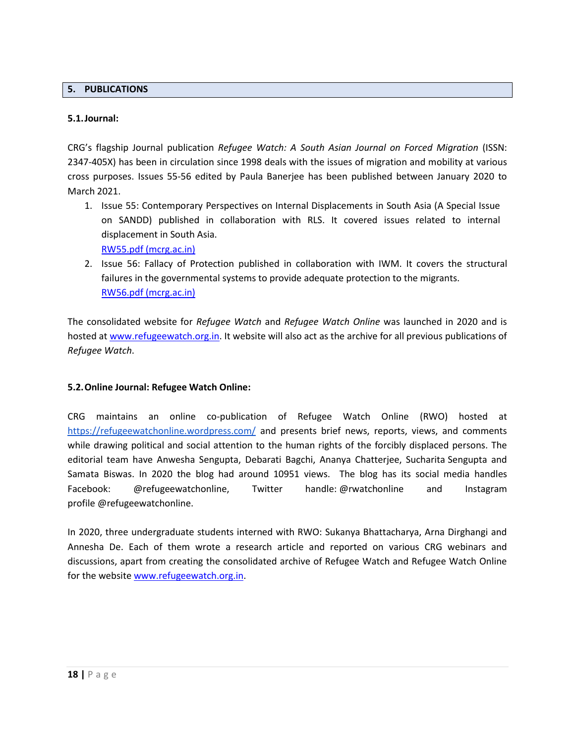## 5. PUBLICATIONS

### 5.1. Journal:

CRG's flagship Journal publication *Refugee Watch: A South Asian Journal on Forced Migration* (ISSN: 2347-405X) has been in circulation since 1998 deals with the issues of migration and mobility at various cross purposes. Issues 55-56 edited by Paula Banerjee has been published between January 2020 to March 2021.

1. Issue 55: Contemporary Perspectives on Internal Displacements in South Asia (A Special Issue on SANDD) published in collaboration with RLS. It covered issues related to internal displacement in South Asia.
   [RW55.pdf (mcrg.ac.in)](RW55.pdf (mcrg.ac.in))
2. Issue 56: Fallacy of Protection published in collaboration with IWM. It covers the structural failures in the governmental systems to provide adequate protection to the migrants.
   [RW56.pdf (mcrg.ac.in)](RW56.pdf (mcrg.ac.in))

The consolidated website for *Refugee Watch* and *Refugee Watch Online* was launched in 2020 and is hosted at [www.refugeewatch.org.in](www.refugeewatch.org.in). It website will also act as the archive for all previous publications of *Refugee Watch*.

### 5.2. Online Journal: Refugee Watch Online:

CRG maintains an online co-publication of Refugee Watch Online (RWO) hosted at [https://refugeewatchonline.wordpress.com/](https://refugeewatchonline.wordpress.com/) and presents brief news, reports, views, and comments while drawing political and social attention to the human rights of the forcibly displaced persons. The editorial team have Anwesha Sengupta, Debarati Bagchi, Ananya Chatterjee, Sucharita Sengupta and Samata Biswas. In 2020 the blog had around 10951 views. The blog has its social media handles Facebook: @refugeewatchonline, Twitter handle: @rwatchonline and Instagram profile @refugeewatchonline.

In 2020, three undergraduate students interned with RWO: Sukanya Bhattacharya, Arna Dirghangi and Annesha De. Each of them wrote a research article and reported on various CRG webinars and discussions, apart from creating the consolidated archive of Refugee Watch and Refugee Watch Online for the website [www.refugeewatch.org.in](www.refugeewatch.org.in).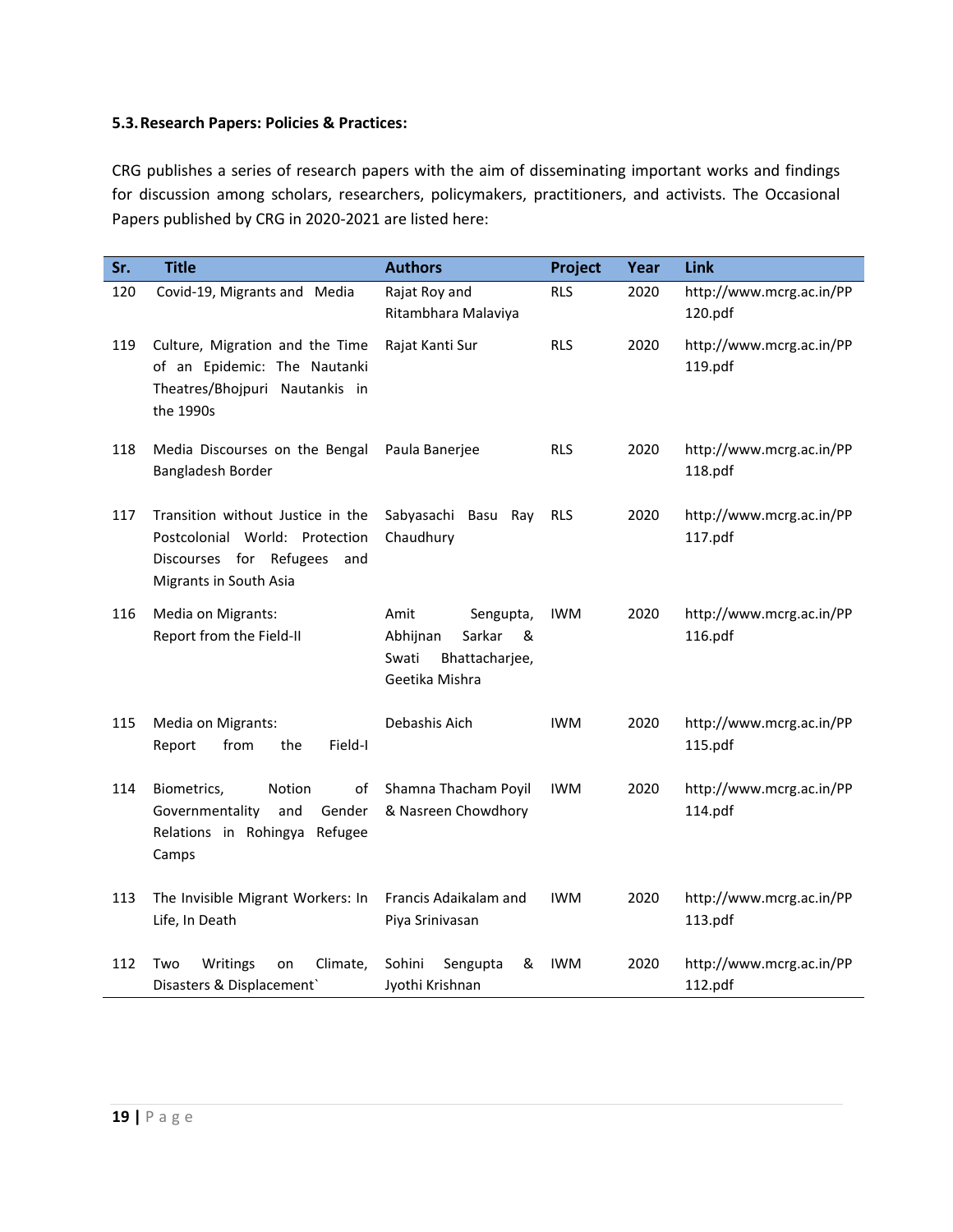### 5.3. Research Papers: Policies & Practices:

CRG publishes a series of research papers with the aim of disseminating important works and findings for discussion among scholars, researchers, policymakers, practitioners, and activists. The Occasional Papers published by CRG in 2020-2021 are listed here:

| Sr. | Title | Authors | Project | Year | Link |
|---|---|---|---|---|---|
| 120 | Covid-19, Migrants and Media | Rajat Roy and Ritambhara Malaviya | RLS | 2020 | http://www.mcrg.ac.in/PP120.pdf |
| 119 | Culture, Migration and the Time of an Epidemic: The Nautanki Theatres/Bhojpuri Nautankis in the 1990s | Rajat Kanti Sur | RLS | 2020 | http://www.mcrg.ac.in/PP119.pdf |
| 118 | Media Discourses on the Bengal Bangladesh Border | Paula Banerjee | RLS | 2020 | http://www.mcrg.ac.in/PP118.pdf |
| 117 | Transition without Justice in the Postcolonial World: Protection Discourses for Refugees and Migrants in South Asia | Sabyasachi Basu Ray Chaudhury | RLS | 2020 | http://www.mcrg.ac.in/PP117.pdf |
| 116 | Media on Migrants: Report from the Field-II | Amit Sengupta, Abhijnan Sarkar & Swati Bhattacharjee, Geetika Mishra | IWM | 2020 | http://www.mcrg.ac.in/PP116.pdf |
| 115 | Media on Migrants: Report from the Field-I | Debashis Aich | IWM | 2020 | http://www.mcrg.ac.in/PP115.pdf |
| 114 | Biometrics, Notion of Governmentality and Gender Relations in Rohingya Refugee Camps | Shamna Thacham Poyil & Nasreen Chowdhory | IWM | 2020 | http://www.mcrg.ac.in/PP114.pdf |
| 113 | The Invisible Migrant Workers: In Life, In Death | Francis Adaikalam and Piya Srinivasan | IWM | 2020 | http://www.mcrg.ac.in/PP113.pdf |
| 112 | Two Writings on Climate, Disasters & Displacement` | Sohini Sengupta & Jyothi Krishnan | IWM | 2020 | http://www.mcrg.ac.in/PP112.pdf |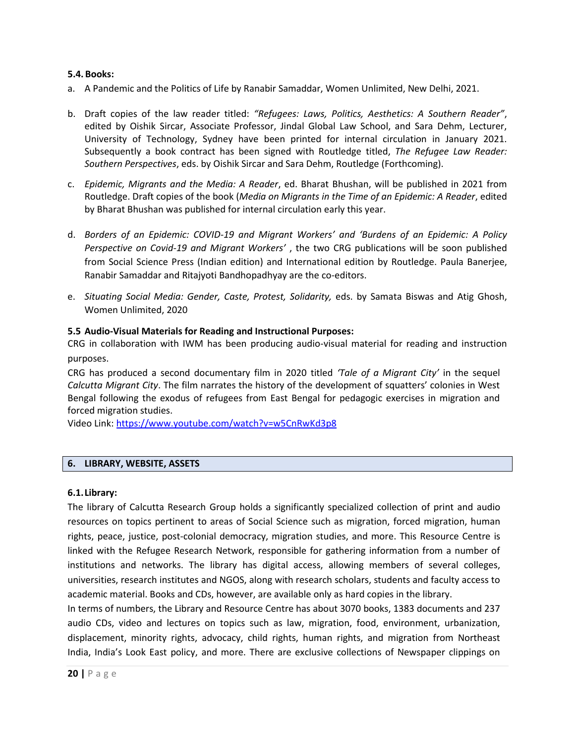### 5.4. Books:

a. A Pandemic and the Politics of Life by Ranabir Samaddar, Women Unlimited, New Delhi, 2021.

b. Draft copies of the law reader titled: *"Refugees: Laws, Politics, Aesthetics: A Southern Reader"*, edited by Oishik Sircar, Associate Professor, Jindal Global Law School, and Sara Dehm, Lecturer, University of Technology, Sydney have been printed for internal circulation in January 2021. Subsequently a book contract has been signed with Routledge titled, *The Refugee Law Reader: Southern Perspectives*, eds. by Oishik Sircar and Sara Dehm, Routledge (Forthcoming).

c. *Epidemic, Migrants and the Media: A Reader*, ed. Bharat Bhushan, will be published in 2021 from Routledge. Draft copies of the book (*Media on Migrants in the Time of an Epidemic: A Reader*, edited by Bharat Bhushan was published for internal circulation early this year.

d. *Borders of an Epidemic: COVID-19 and Migrant Workers' and 'Burdens of an Epidemic: A Policy Perspective on Covid-19 and Migrant Workers'* , the two CRG publications will be soon published from Social Science Press (Indian edition) and International edition by Routledge. Paula Banerjee, Ranabir Samaddar and Ritajyoti Bandhopadhyay are the co-editors.

e. *Situating Social Media: Gender, Caste, Protest, Solidarity,* eds. by Samata Biswas and Atig Ghosh, Women Unlimited, 2020

### 5.5 Audio-Visual Materials for Reading and Instructional Purposes:

CRG in collaboration with IWM has been producing audio-visual material for reading and instruction purposes.

CRG has produced a second documentary film in 2020 titled *'Tale of a Migrant City'* in the sequel *Calcutta Migrant City*. The film narrates the history of the development of squatters' colonies in West Bengal following the exodus of refugees from East Bengal for pedagogic exercises in migration and forced migration studies.

Video Link: https://www.youtube.com/watch?v=w5CnRwKd3p8

## 6. LIBRARY, WEBSITE, ASSETS

### 6.1. Library:

The library of Calcutta Research Group holds a significantly specialized collection of print and audio resources on topics pertinent to areas of Social Science such as migration, forced migration, human rights, peace, justice, post-colonial democracy, migration studies, and more. This Resource Centre is linked with the Refugee Research Network, responsible for gathering information from a number of institutions and networks. The library has digital access, allowing members of several colleges, universities, research institutes and NGOS, along with research scholars, students and faculty access to academic material. Books and CDs, however, are available only as hard copies in the library.

In terms of numbers, the Library and Resource Centre has about 3070 books, 1383 documents and 237 audio CDs, video and lectures on topics such as law, migration, food, environment, urbanization, displacement, minority rights, advocacy, child rights, human rights, and migration from Northeast India, India's Look East policy, and more. There are exclusive collections of Newspaper clippings on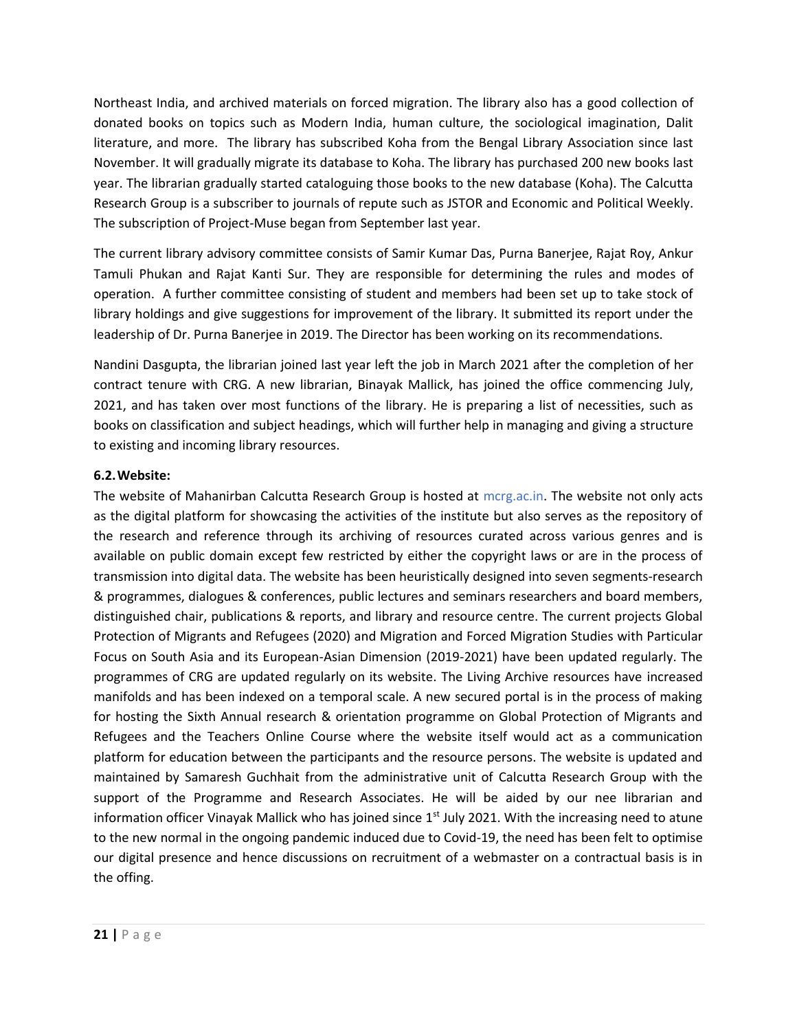Northeast India, and archived materials on forced migration. The library also has a good collection of donated books on topics such as Modern India, human culture, the sociological imagination, Dalit literature, and more. The library has subscribed Koha from the Bengal Library Association since last November. It will gradually migrate its database to Koha. The library has purchased 200 new books last year. The librarian gradually started cataloguing those books to the new database (Koha). The Calcutta Research Group is a subscriber to journals of repute such as JSTOR and Economic and Political Weekly. The subscription of Project-Muse began from September last year.

The current library advisory committee consists of Samir Kumar Das, Purna Banerjee, Rajat Roy, Ankur Tamuli Phukan and Rajat Kanti Sur. They are responsible for determining the rules and modes of operation. A further committee consisting of student and members had been set up to take stock of library holdings and give suggestions for improvement of the library. It submitted its report under the leadership of Dr. Purna Banerjee in 2019. The Director has been working on its recommendations.

Nandini Dasgupta, the librarian joined last year left the job in March 2021 after the completion of her contract tenure with CRG. A new librarian, Binayak Mallick, has joined the office commencing July, 2021, and has taken over most functions of the library. He is preparing a list of necessities, such as books on classification and subject headings, which will further help in managing and giving a structure to existing and incoming library resources.

**6.2. Website:**

The website of Mahanirban Calcutta Research Group is hosted at mcrg.ac.in. The website not only acts as the digital platform for showcasing the activities of the institute but also serves as the repository of the research and reference through its archiving of resources curated across various genres and is available on public domain except few restricted by either the copyright laws or are in the process of transmission into digital data. The website has been heuristically designed into seven segments-research & programmes, dialogues & conferences, public lectures and seminars researchers and board members, distinguished chair, publications & reports, and library and resource centre. The current projects Global Protection of Migrants and Refugees (2020) and Migration and Forced Migration Studies with Particular Focus on South Asia and its European-Asian Dimension (2019-2021) have been updated regularly. The programmes of CRG are updated regularly on its website. The Living Archive resources have increased manifolds and has been indexed on a temporal scale. A new secured portal is in the process of making for hosting the Sixth Annual research & orientation programme on Global Protection of Migrants and Refugees and the Teachers Online Course where the website itself would act as a communication platform for education between the participants and the resource persons. The website is updated and maintained by Samaresh Guchhait from the administrative unit of Calcutta Research Group with the support of the Programme and Research Associates. He will be aided by our nee librarian and information officer Vinayak Mallick who has joined since 1st July 2021. With the increasing need to atune to the new normal in the ongoing pandemic induced due to Covid-19, the need has been felt to optimise our digital presence and hence discussions on recruitment of a webmaster on a contractual basis is in the offing.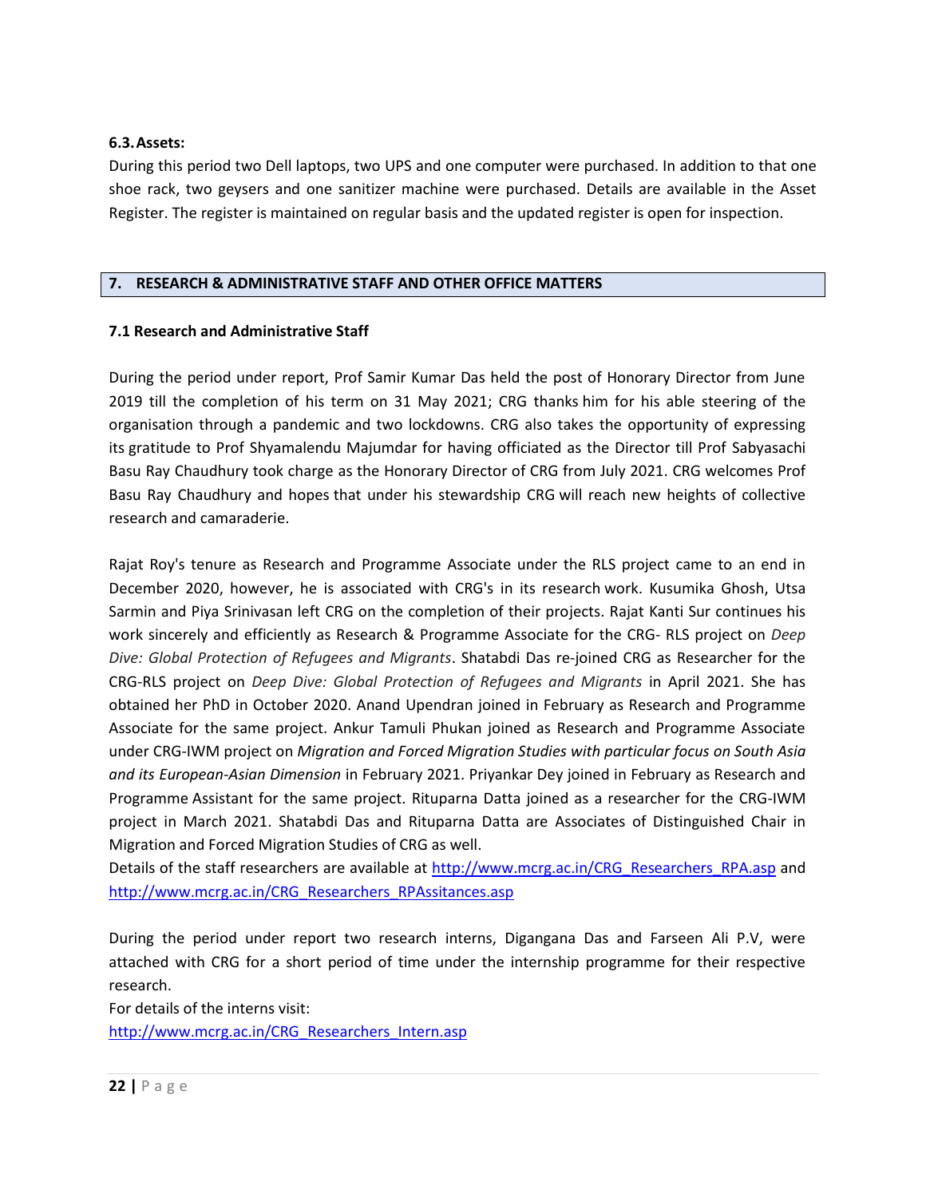### 6.3. Assets:

During this period two Dell laptops, two UPS and one computer were purchased. In addition to that one shoe rack, two geysers and one sanitizer machine were purchased. Details are available in the Asset Register. The register is maintained on regular basis and the updated register is open for inspection.

## 7. RESEARCH & ADMINISTRATIVE STAFF AND OTHER OFFICE MATTERS

### 7.1 Research and Administrative Staff

During the period under report, Prof Samir Kumar Das held the post of Honorary Director from June 2019 till the completion of his term on 31 May 2021; CRG thanks him for his able steering of the organisation through a pandemic and two lockdowns. CRG also takes the opportunity of expressing its gratitude to Prof Shyamalendu Majumdar for having officiated as the Director till Prof Sabyasachi Basu Ray Chaudhury took charge as the Honorary Director of CRG from July 2021. CRG welcomes Prof Basu Ray Chaudhury and hopes that under his stewardship CRG will reach new heights of collective research and camaraderie.

Rajat Roy's tenure as Research and Programme Associate under the RLS project came to an end in December 2020, however, he is associated with CRG's in its research work. Kusumika Ghosh, Utsa Sarmin and Piya Srinivasan left CRG on the completion of their projects. Rajat Kanti Sur continues his work sincerely and efficiently as Research & Programme Associate for the CRG- RLS project on *Deep Dive: Global Protection of Refugees and Migrants*. Shatabdi Das re-joined CRG as Researcher for the CRG-RLS project on *Deep Dive: Global Protection of Refugees and Migrants* in April 2021. She has obtained her PhD in October 2020. Anand Upendran joined in February as Research and Programme Associate for the same project. Ankur Tamuli Phukan joined as Research and Programme Associate under CRG-IWM project on *Migration and Forced Migration Studies with particular focus on South Asia and its European-Asian Dimension* in February 2021. Priyankar Dey joined in February as Research and Programme Assistant for the same project. Rituparna Datta joined as a researcher for the CRG-IWM project in March 2021. Shatabdi Das and Rituparna Datta are Associates of Distinguished Chair in Migration and Forced Migration Studies of CRG as well.
Details of the staff researchers are available at http://www.mcrg.ac.in/CRG_Researchers_RPA.asp and http://www.mcrg.ac.in/CRG_Researchers_RPAssitances.asp

During the period under report two research interns, Digangana Das and Farseen Ali P.V, were attached with CRG for a short period of time under the internship programme for their respective research.
For details of the interns visit:
http://www.mcrg.ac.in/CRG_Researchers_Intern.asp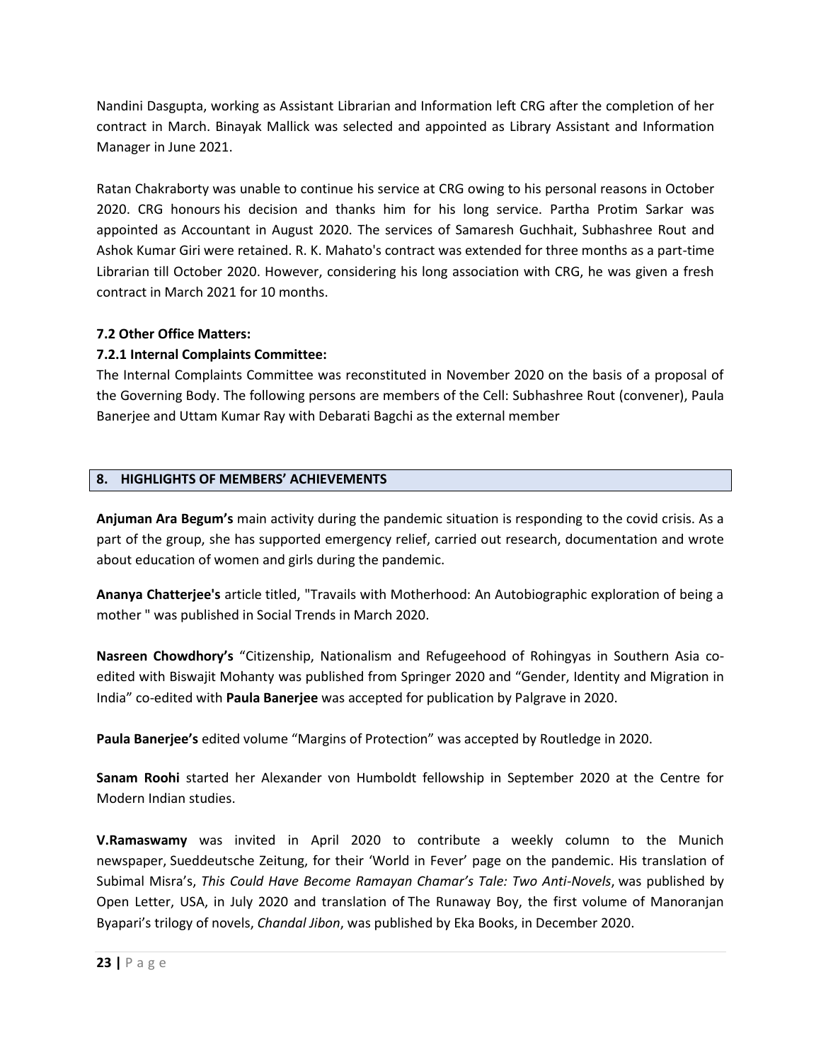Nandini Dasgupta, working as Assistant Librarian and Information left CRG after the completion of her contract in March. Binayak Mallick was selected and appointed as Library Assistant and Information Manager in June 2021.

Ratan Chakraborty was unable to continue his service at CRG owing to his personal reasons in October 2020. CRG honours his decision and thanks him for his long service. Partha Protim Sarkar was appointed as Accountant in August 2020. The services of Samaresh Guchhait, Subhashree Rout and Ashok Kumar Giri were retained. R. K. Mahato's contract was extended for three months as a part-time Librarian till October 2020. However, considering his long association with CRG, he was given a fresh contract in March 2021 for 10 months.

**7.2 Other Office Matters:**

**7.2.1 Internal Complaints Committee:**

The Internal Complaints Committee was reconstituted in November 2020 on the basis of a proposal of the Governing Body. The following persons are members of the Cell: Subhashree Rout (convener), Paula Banerjee and Uttam Kumar Ray with Debarati Bagchi as the external member

## 8. HIGHLIGHTS OF MEMBERS' ACHIEVEMENTS

**Anjuman Ara Begum's** main activity during the pandemic situation is responding to the covid crisis. As a part of the group, she has supported emergency relief, carried out research, documentation and wrote about education of women and girls during the pandemic.

**Ananya Chatterjee's** article titled, "Travails with Motherhood: An Autobiographic exploration of being a mother " was published in Social Trends in March 2020.

**Nasreen Chowdhory's** "Citizenship, Nationalism and Refugeehood of Rohingyas in Southern Asia co-edited with Biswajit Mohanty was published from Springer 2020 and "Gender, Identity and Migration in India" co-edited with **Paula Banerjee** was accepted for publication by Palgrave in 2020.

**Paula Banerjee's** edited volume "Margins of Protection" was accepted by Routledge in 2020.

**Sanam Roohi** started her Alexander von Humboldt fellowship in September 2020 at the Centre for Modern Indian studies.

**V.Ramaswamy** was invited in April 2020 to contribute a weekly column to the Munich newspaper, Sueddeutsche Zeitung, for their 'World in Fever' page on the pandemic. His translation of Subimal Misra's, *This Could Have Become Ramayan Chamar's Tale: Two Anti-Novels*, was published by Open Letter, USA, in July 2020 and translation of The Runaway Boy, the first volume of Manoranjan Byapari's trilogy of novels, *Chandal Jibon*, was published by Eka Books, in December 2020.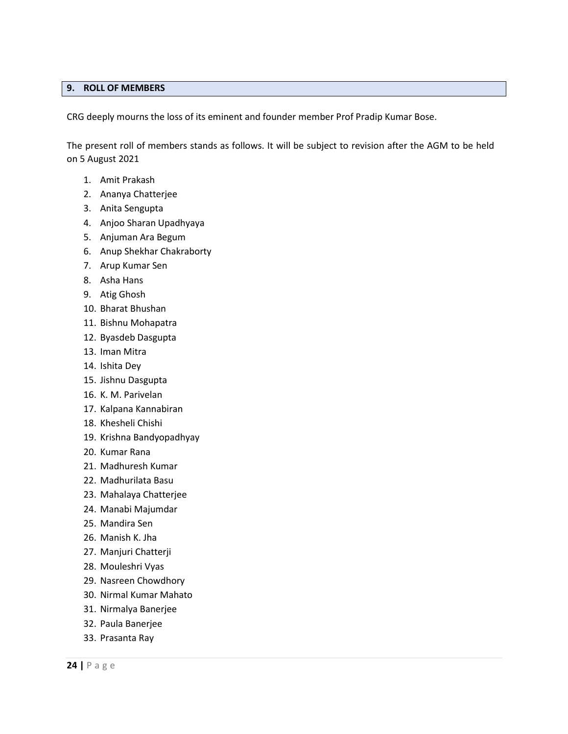## 9. ROLL OF MEMBERS

CRG deeply mourns the loss of its eminent and founder member Prof Pradip Kumar Bose.

The present roll of members stands as follows. It will be subject to revision after the AGM to be held on 5 August 2021

1. Amit Prakash
2. Ananya Chatterjee
3. Anita Sengupta
4. Anjoo Sharan Upadhyaya
5. Anjuman Ara Begum
6. Anup Shekhar Chakraborty
7. Arup Kumar Sen
8. Asha Hans
9. Atig Ghosh
10. Bharat Bhushan
11. Bishnu Mohapatra
12. Byasdeb Dasgupta
13. Iman Mitra
14. Ishita Dey
15. Jishnu Dasgupta
16. K. M. Parivelan
17. Kalpana Kannabiran
18. Khesheli Chishi
19. Krishna Bandyopadhyay
20. Kumar Rana
21. Madhuresh Kumar
22. Madhurilata Basu
23. Mahalaya Chatterjee
24. Manabi Majumdar
25. Mandira Sen
26. Manish K. Jha
27. Manjuri Chatterji
28. Mouleshri Vyas
29. Nasreen Chowdhory
30. Nirmal Kumar Mahato
31. Nirmalya Banerjee
32. Paula Banerjee
33. Prasanta Ray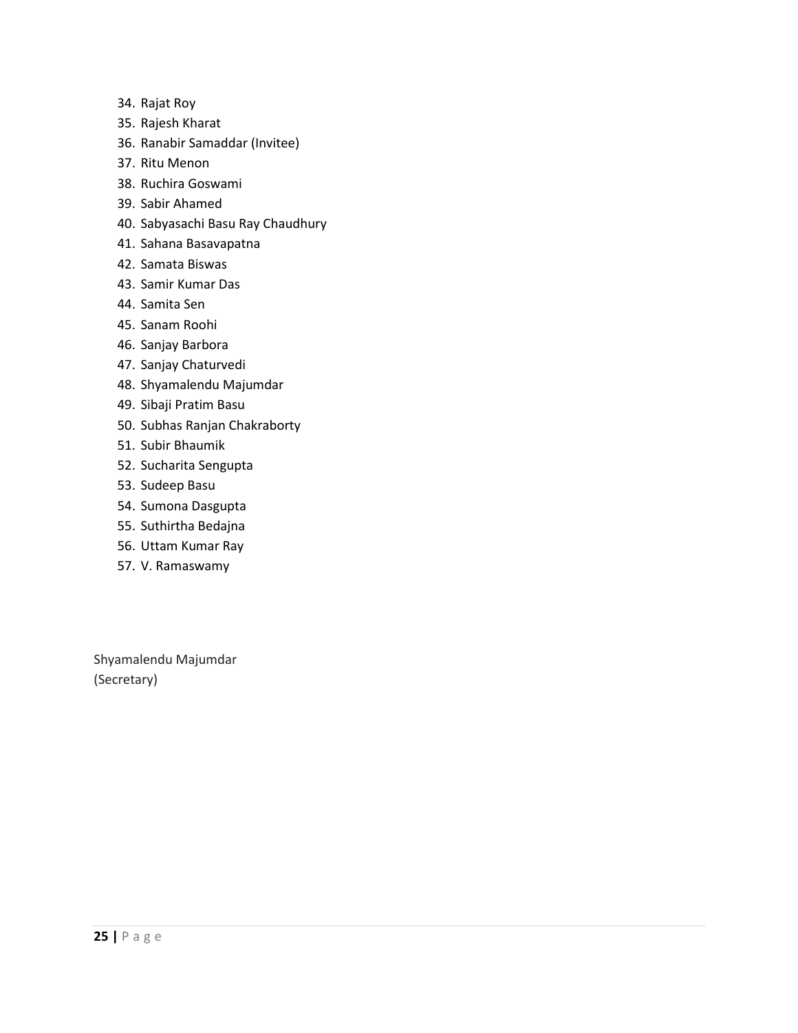34. Rajat Roy
35. Rajesh Kharat
36. Ranabir Samaddar (Invitee)
37. Ritu Menon
38. Ruchira Goswami
39. Sabir Ahamed
40. Sabyasachi Basu Ray Chaudhury
41. Sahana Basavapatna
42. Samata Biswas
43. Samir Kumar Das
44. Samita Sen
45. Sanam Roohi
46. Sanjay Barbora
47. Sanjay Chaturvedi
48. Shyamalendu Majumdar
49. Sibaji Pratim Basu
50. Subhas Ranjan Chakraborty
51. Subir Bhaumik
52. Sucharita Sengupta
53. Sudeep Basu
54. Sumona Dasgupta
55. Suthirtha Bedajna
56. Uttam Kumar Ray
57. V. Ramaswamy

Shyamalendu Majumdar
(Secretary)